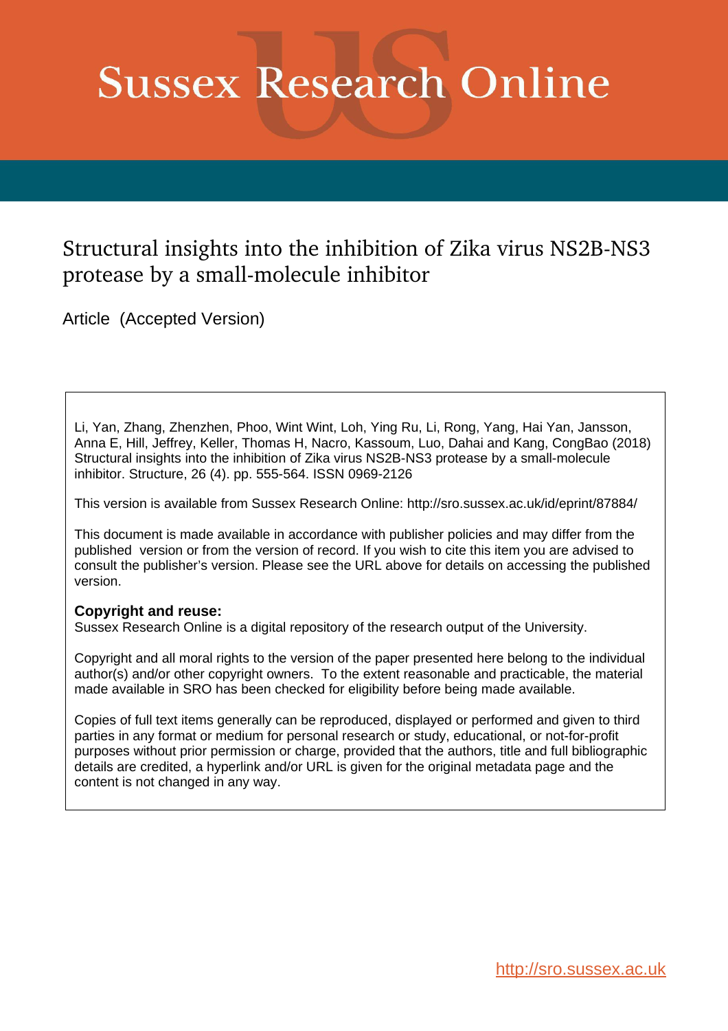# Sussex Research Online

## Structural insights into the inhibition of Zika virus NS2B-NS3 protease by a small-molecule inhibitor

Article (Accepted Version)

Li, Yan, Zhang, Zhenzhen, Phoo, Wint Wint, Loh, Ying Ru, Li, Rong, Yang, Hai Yan, Jansson, Anna E, Hill, Jeffrey, Keller, Thomas H, Nacro, Kassoum, Luo, Dahai and Kang, CongBao (2018) Structural insights into the inhibition of Zika virus NS2B-NS3 protease by a small-molecule inhibitor. Structure, 26 (4). pp. 555-564. ISSN 0969-2126

This version is available from Sussex Research Online: http://sro.sussex.ac.uk/id/eprint/87884/

This document is made available in accordance with publisher policies and may differ from the published version or from the version of record. If you wish to cite this item you are advised to consult the publisher's version. Please see the URL above for details on accessing the published version.

**Copyright and reuse:**
Sussex Research Online is a digital repository of the research output of the University.

Copyright and all moral rights to the version of the paper presented here belong to the individual author(s) and/or other copyright owners. To the extent reasonable and practicable, the material made available in SRO has been checked for eligibility before being made available.

Copies of full text items generally can be reproduced, displayed or performed and given to third parties in any format or medium for personal research or study, educational, or not-for-profit purposes without prior permission or charge, provided that the authors, title and full bibliographic details are credited, a hyperlink and/or URL is given for the original metadata page and the content is not changed in any way.

http://sro.sussex.ac.uk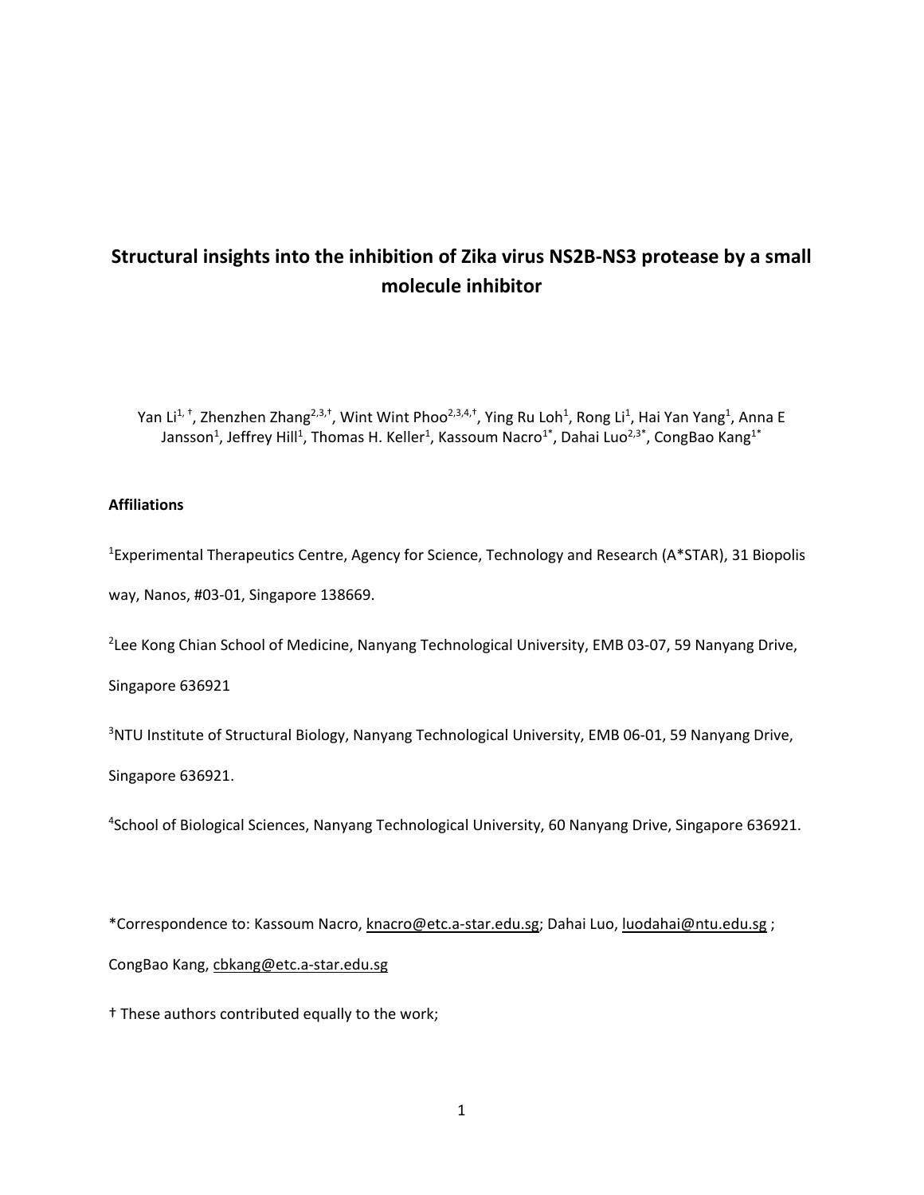# Structural insights into the inhibition of Zika virus NS2B-NS3 protease by a small molecule inhibitor

Yan Li[1, †], Zhenzhen Zhang[2,3,†], Wint Wint Phoo[2,3,4,†], Ying Ru Loh[1], Rong Li[1], Hai Yan Yang[1], Anna E Jansson[1], Jeffrey Hill[1], Thomas H. Keller[1], Kassoum Nacro[1*], Dahai Luo[2,3*], CongBao Kang[1*]

**Affiliations**

[1]Experimental Therapeutics Centre, Agency for Science, Technology and Research (A*STAR), 31 Biopolis way, Nanos, #03-01, Singapore 138669.

[2]Lee Kong Chian School of Medicine, Nanyang Technological University, EMB 03-07, 59 Nanyang Drive, Singapore 636921

[3]NTU Institute of Structural Biology, Nanyang Technological University, EMB 06-01, 59 Nanyang Drive, Singapore 636921.

[4]School of Biological Sciences, Nanyang Technological University, 60 Nanyang Drive, Singapore 636921.

*Correspondence to: Kassoum Nacro, knacro@etc.a-star.edu.sg; Dahai Luo, luodahai@ntu.edu.sg ; CongBao Kang, cbkang@etc.a-star.edu.sg

† These authors contributed equally to the work;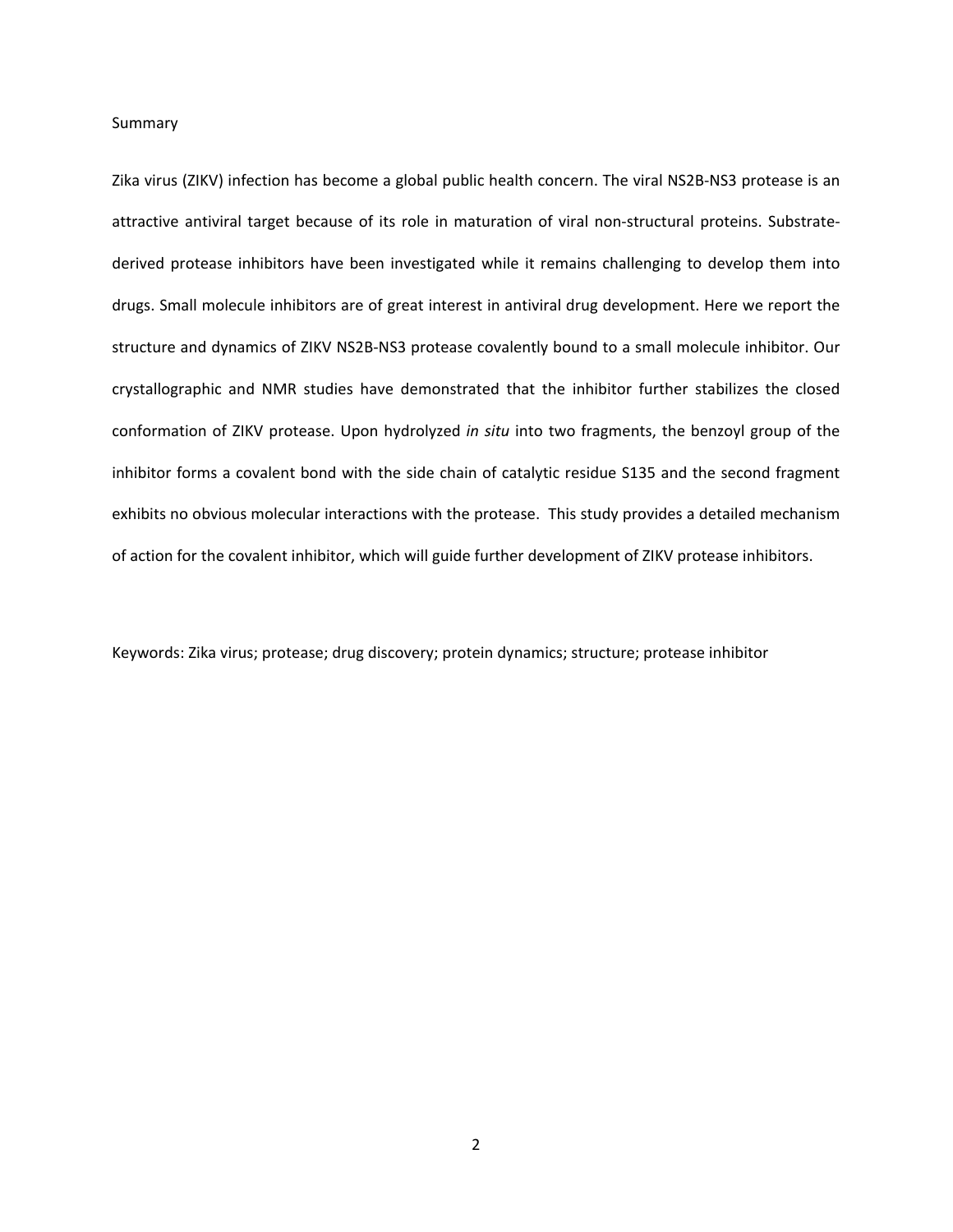## Summary

Zika virus (ZIKV) infection has become a global public health concern. The viral NS2B-NS3 protease is an attractive antiviral target because of its role in maturation of viral non-structural proteins. Substrate-derived protease inhibitors have been investigated while it remains challenging to develop them into drugs. Small molecule inhibitors are of great interest in antiviral drug development. Here we report the structure and dynamics of ZIKV NS2B-NS3 protease covalently bound to a small molecule inhibitor. Our crystallographic and NMR studies have demonstrated that the inhibitor further stabilizes the closed conformation of ZIKV protease. Upon hydrolyzed *in situ* into two fragments, the benzoyl group of the inhibitor forms a covalent bond with the side chain of catalytic residue S135 and the second fragment exhibits no obvious molecular interactions with the protease. This study provides a detailed mechanism of action for the covalent inhibitor, which will guide further development of ZIKV protease inhibitors.

Keywords: Zika virus; protease; drug discovery; protein dynamics; structure; protease inhibitor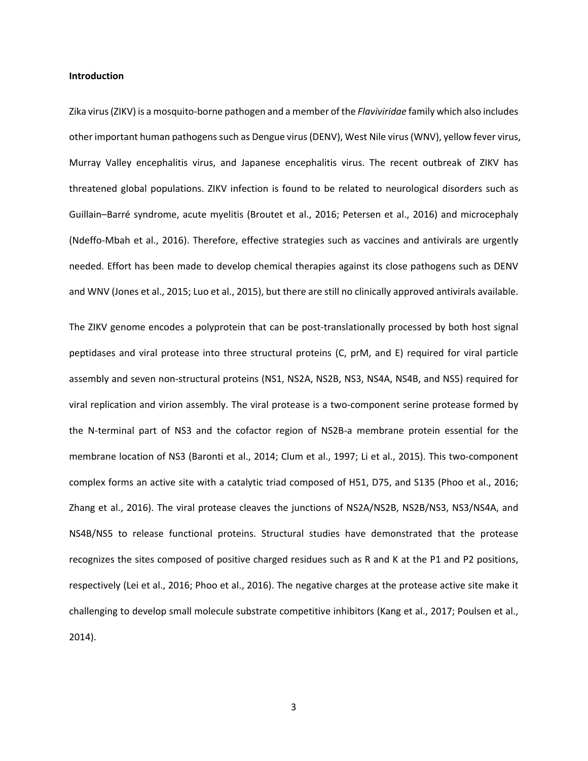**Introduction**

Zika virus (ZIKV) is a mosquito-borne pathogen and a member of the *Flaviviridae* family which also includes other important human pathogens such as Dengue virus (DENV), West Nile virus (WNV), yellow fever virus, Murray Valley encephalitis virus, and Japanese encephalitis virus. The recent outbreak of ZIKV has threatened global populations. ZIKV infection is found to be related to neurological disorders such as Guillain–Barré syndrome, acute myelitis (Broutet et al., 2016; Petersen et al., 2016) and microcephaly (Ndeffo-Mbah et al., 2016). Therefore, effective strategies such as vaccines and antivirals are urgently needed. Effort has been made to develop chemical therapies against its close pathogens such as DENV and WNV (Jones et al., 2015; Luo et al., 2015), but there are still no clinically approved antivirals available.

The ZIKV genome encodes a polyprotein that can be post-translationally processed by both host signal peptidases and viral protease into three structural proteins (C, prM, and E) required for viral particle assembly and seven non-structural proteins (NS1, NS2A, NS2B, NS3, NS4A, NS4B, and NS5) required for viral replication and virion assembly. The viral protease is a two-component serine protease formed by the N-terminal part of NS3 and the cofactor region of NS2B-a membrane protein essential for the membrane location of NS3 (Baronti et al., 2014; Clum et al., 1997; Li et al., 2015). This two-component complex forms an active site with a catalytic triad composed of H51, D75, and S135 (Phoo et al., 2016; Zhang et al., 2016). The viral protease cleaves the junctions of NS2A/NS2B, NS2B/NS3, NS3/NS4A, and NS4B/NS5 to release functional proteins. Structural studies have demonstrated that the protease recognizes the sites composed of positive charged residues such as R and K at the P1 and P2 positions, respectively (Lei et al., 2016; Phoo et al., 2016). The negative charges at the protease active site make it challenging to develop small molecule substrate competitive inhibitors (Kang et al., 2017; Poulsen et al., 2014).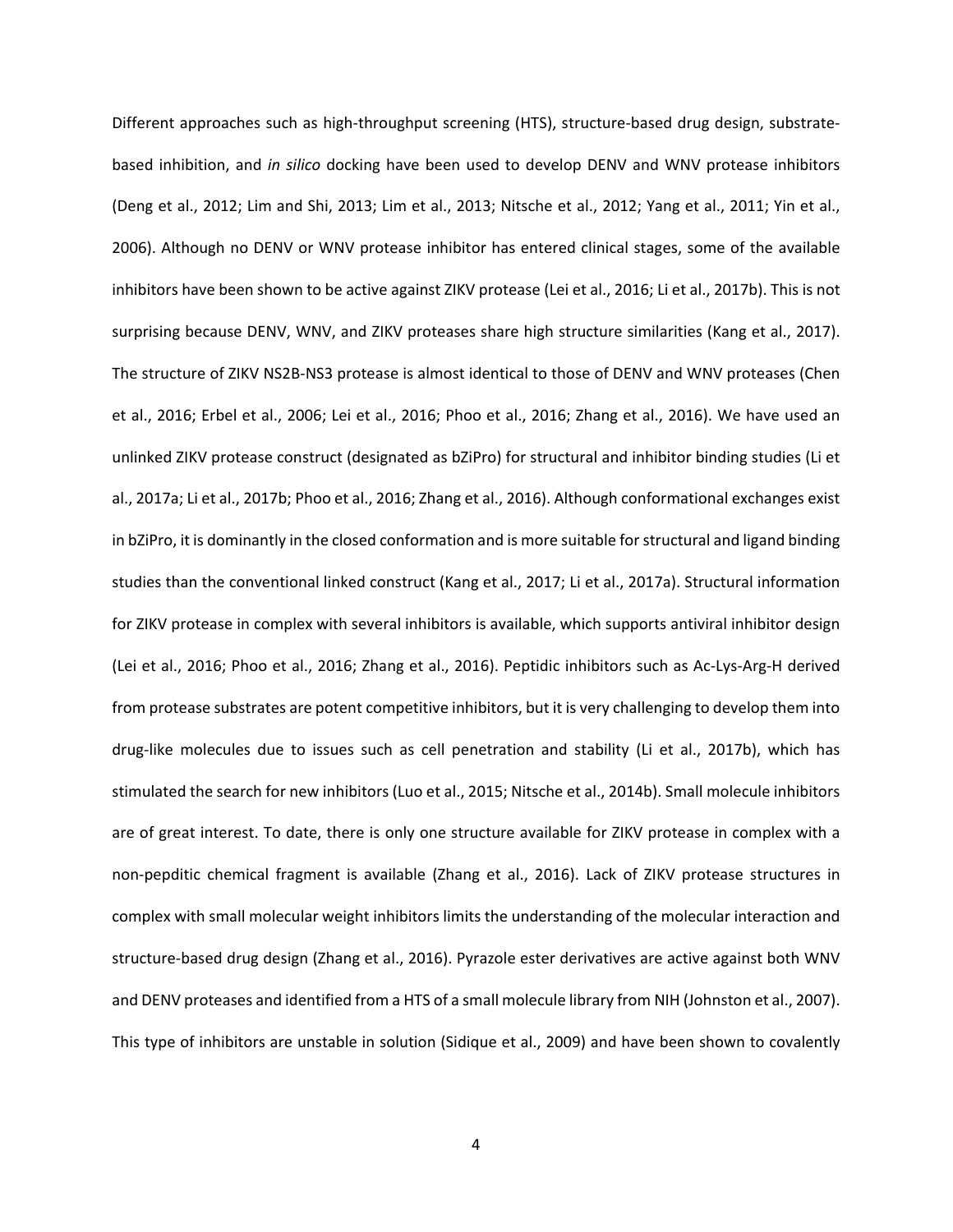Different approaches such as high-throughput screening (HTS), structure-based drug design, substrate-based inhibition, and *in silico* docking have been used to develop DENV and WNV protease inhibitors (Deng et al., 2012; Lim and Shi, 2013; Lim et al., 2013; Nitsche et al., 2012; Yang et al., 2011; Yin et al., 2006). Although no DENV or WNV protease inhibitor has entered clinical stages, some of the available inhibitors have been shown to be active against ZIKV protease (Lei et al., 2016; Li et al., 2017b). This is not surprising because DENV, WNV, and ZIKV proteases share high structure similarities (Kang et al., 2017). The structure of ZIKV NS2B-NS3 protease is almost identical to those of DENV and WNV proteases (Chen et al., 2016; Erbel et al., 2006; Lei et al., 2016; Phoo et al., 2016; Zhang et al., 2016). We have used an unlinked ZIKV protease construct (designated as bZiPro) for structural and inhibitor binding studies (Li et al., 2017a; Li et al., 2017b; Phoo et al., 2016; Zhang et al., 2016). Although conformational exchanges exist in bZiPro, it is dominantly in the closed conformation and is more suitable for structural and ligand binding studies than the conventional linked construct (Kang et al., 2017; Li et al., 2017a). Structural information for ZIKV protease in complex with several inhibitors is available, which supports antiviral inhibitor design (Lei et al., 2016; Phoo et al., 2016; Zhang et al., 2016). Peptidic inhibitors such as Ac-Lys-Arg-H derived from protease substrates are potent competitive inhibitors, but it is very challenging to develop them into drug-like molecules due to issues such as cell penetration and stability (Li et al., 2017b), which has stimulated the search for new inhibitors (Luo et al., 2015; Nitsche et al., 2014b). Small molecule inhibitors are of great interest. To date, there is only one structure available for ZIKV protease in complex with a non-pepditic chemical fragment is available (Zhang et al., 2016). Lack of ZIKV protease structures in complex with small molecular weight inhibitors limits the understanding of the molecular interaction and structure-based drug design (Zhang et al., 2016). Pyrazole ester derivatives are active against both WNV and DENV proteases and identified from a HTS of a small molecule library from NIH (Johnston et al., 2007). This type of inhibitors are unstable in solution (Sidique et al., 2009) and have been shown to covalently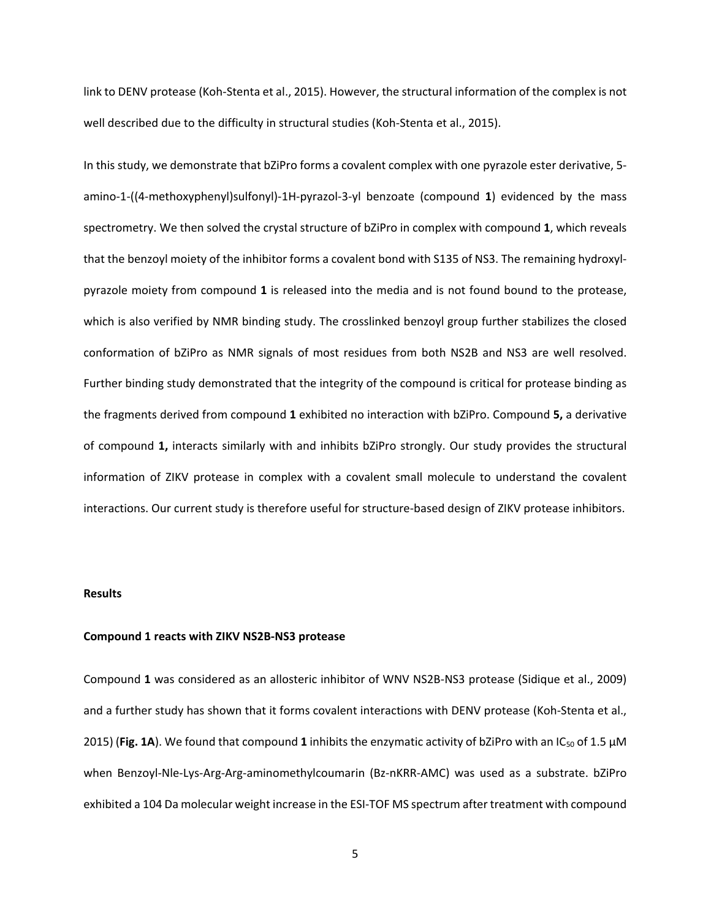link to DENV protease (Koh-Stenta et al., 2015). However, the structural information of the complex is not well described due to the difficulty in structural studies (Koh-Stenta et al., 2015).

In this study, we demonstrate that bZiPro forms a covalent complex with one pyrazole ester derivative, 5-amino-1-((4-methoxyphenyl)sulfonyl)-1H-pyrazol-3-yl benzoate (compound **1**) evidenced by the mass spectrometry. We then solved the crystal structure of bZiPro in complex with compound **1**, which reveals that the benzoyl moiety of the inhibitor forms a covalent bond with S135 of NS3. The remaining hydroxyl-pyrazole moiety from compound **1** is released into the media and is not found bound to the protease, which is also verified by NMR binding study. The crosslinked benzoyl group further stabilizes the closed conformation of bZiPro as NMR signals of most residues from both NS2B and NS3 are well resolved. Further binding study demonstrated that the integrity of the compound is critical for protease binding as the fragments derived from compound **1** exhibited no interaction with bZiPro. Compound **5,** a derivative of compound **1,** interacts similarly with and inhibits bZiPro strongly. Our study provides the structural information of ZIKV protease in complex with a covalent small molecule to understand the covalent interactions. Our current study is therefore useful for structure-based design of ZIKV protease inhibitors.

## Results

### Compound 1 reacts with ZIKV NS2B-NS3 protease

Compound **1** was considered as an allosteric inhibitor of WNV NS2B-NS3 protease (Sidique et al., 2009) and a further study has shown that it forms covalent interactions with DENV protease (Koh-Stenta et al., 2015) (**Fig. 1A**). We found that compound **1** inhibits the enzymatic activity of bZiPro with an $IC_{50}$ of 1.5 μM when Benzoyl-Nle-Lys-Arg-Arg-aminomethylcoumarin (Bz-nKRR-AMC) was used as a substrate. bZiPro exhibited a 104 Da molecular weight increase in the ESI-TOF MS spectrum after treatment with compound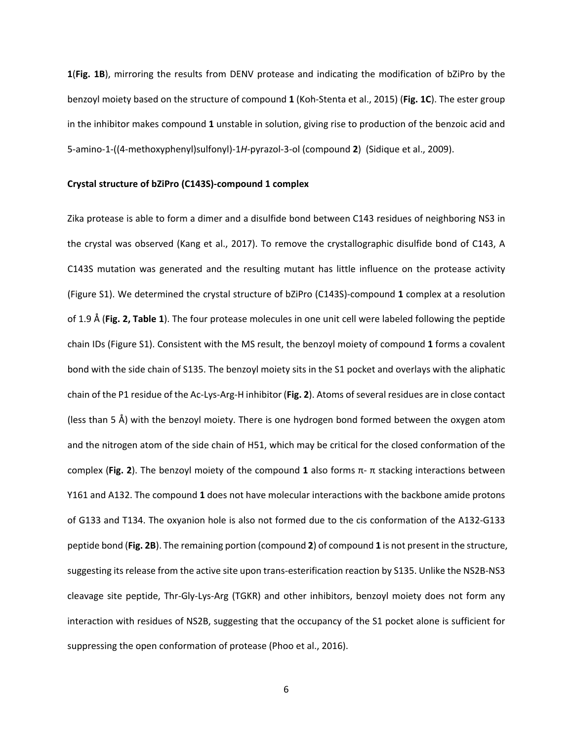**1**(**Fig. 1B**), mirroring the results from DENV protease and indicating the modification of bZiPro by the benzoyl moiety based on the structure of compound **1** (Koh-Stenta et al., 2015) (**Fig. 1C**). The ester group in the inhibitor makes compound **1** unstable in solution, giving rise to production of the benzoic acid and 5-amino-1-((4-methoxyphenyl)sulfonyl)-1*H*-pyrazol-3-ol (compound **2**) (Sidique et al., 2009).

### Crystal structure of bZiPro (C143S)-compound 1 complex

Zika protease is able to form a dimer and a disulfide bond between C143 residues of neighboring NS3 in the crystal was observed (Kang et al., 2017). To remove the crystallographic disulfide bond of C143, A C143S mutation was generated and the resulting mutant has little influence on the protease activity (Figure S1). We determined the crystal structure of bZiPro (C143S)-compound **1** complex at a resolution of 1.9 Å (**Fig. 2, Table 1**). The four protease molecules in one unit cell were labeled following the peptide chain IDs (Figure S1). Consistent with the MS result, the benzoyl moiety of compound **1** forms a covalent bond with the side chain of S135. The benzoyl moiety sits in the S1 pocket and overlays with the aliphatic chain of the P1 residue of the Ac-Lys-Arg-H inhibitor (**Fig. 2**). Atoms of several residues are in close contact (less than 5 Å) with the benzoyl moiety. There is one hydrogen bond formed between the oxygen atom and the nitrogen atom of the side chain of H51, which may be critical for the closed conformation of the complex (**Fig. 2**). The benzoyl moiety of the compound **1** also forms π- π stacking interactions between Y161 and A132. The compound **1** does not have molecular interactions with the backbone amide protons of G133 and T134. The oxyanion hole is also not formed due to the cis conformation of the A132-G133 peptide bond (**Fig. 2B**). The remaining portion (compound **2**) of compound **1** is not present in the structure, suggesting its release from the active site upon trans-esterification reaction by S135. Unlike the NS2B-NS3 cleavage site peptide, Thr-Gly-Lys-Arg (TGKR) and other inhibitors, benzoyl moiety does not form any interaction with residues of NS2B, suggesting that the occupancy of the S1 pocket alone is sufficient for suppressing the open conformation of protease (Phoo et al., 2016).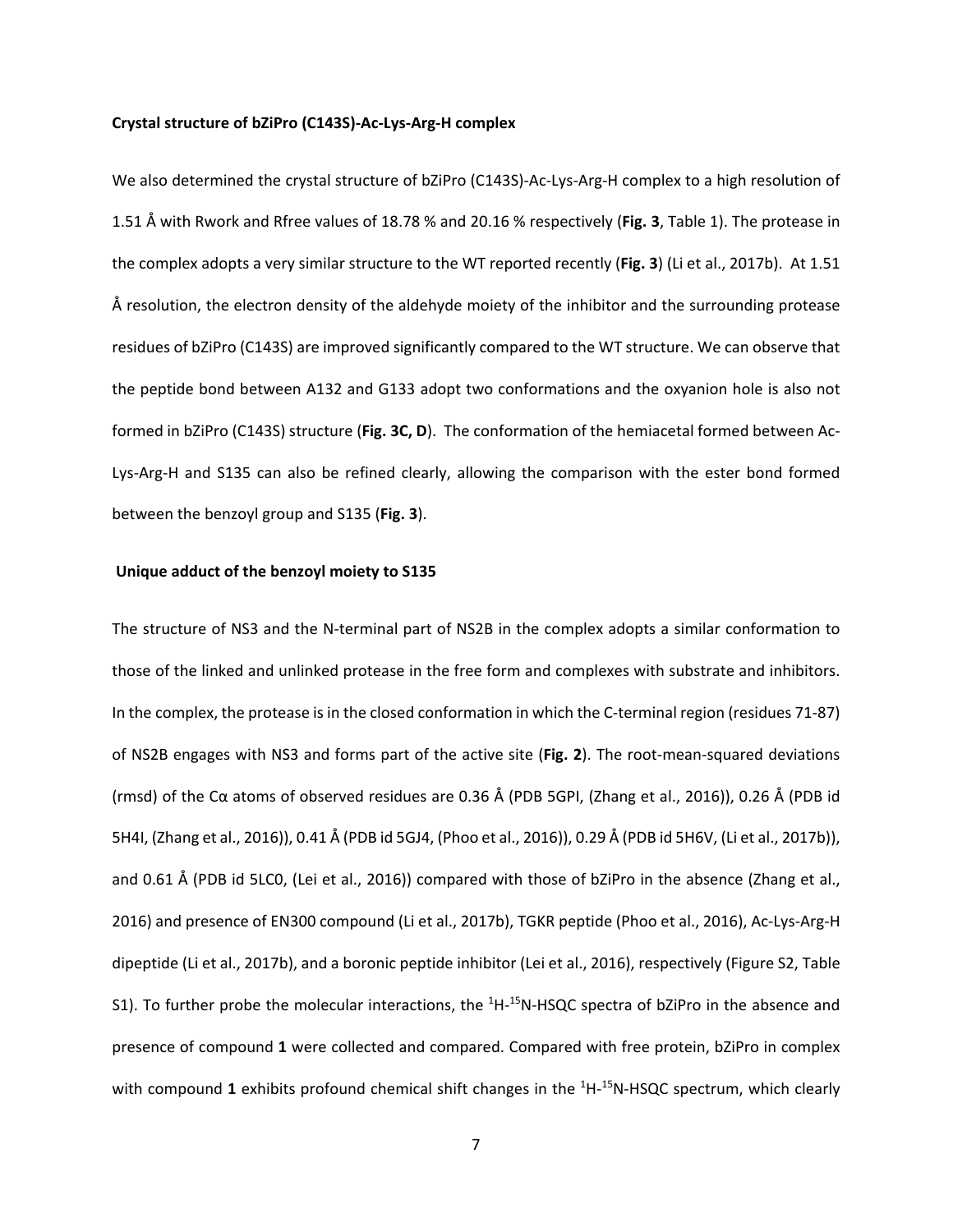**Crystal structure of bZiPro (C143S)-Ac-Lys-Arg-H complex**

We also determined the crystal structure of bZiPro (C143S)-Ac-Lys-Arg-H complex to a high resolution of 1.51 Å with Rwork and Rfree values of 18.78 % and 20.16 % respectively (**Fig. 3**, Table 1). The protease in the complex adopts a very similar structure to the WT reported recently (**Fig. 3**) (Li et al., 2017b). At 1.51 Å resolution, the electron density of the aldehyde moiety of the inhibitor and the surrounding protease residues of bZiPro (C143S) are improved significantly compared to the WT structure. We can observe that the peptide bond between A132 and G133 adopt two conformations and the oxyanion hole is also not formed in bZiPro (C143S) structure (**Fig. 3C, D**). The conformation of the hemiacetal formed between Ac-Lys-Arg-H and S135 can also be refined clearly, allowing the comparison with the ester bond formed between the benzoyl group and S135 (**Fig. 3**).

**Unique adduct of the benzoyl moiety to S135**

The structure of NS3 and the N-terminal part of NS2B in the complex adopts a similar conformation to those of the linked and unlinked protease in the free form and complexes with substrate and inhibitors. In the complex, the protease is in the closed conformation in which the C-terminal region (residues 71-87) of NS2B engages with NS3 and forms part of the active site (**Fig. 2**). The root-mean-squared deviations (rmsd) of the Cα atoms of observed residues are 0.36 Å (PDB 5GPI, (Zhang et al., 2016)), 0.26 Å (PDB id 5H4I, (Zhang et al., 2016)), 0.41 Å (PDB id 5GJ4, (Phoo et al., 2016)), 0.29 Å (PDB id 5H6V, (Li et al., 2017b)), and 0.61 Å (PDB id 5LC0, (Lei et al., 2016)) compared with those of bZiPro in the absence (Zhang et al., 2016) and presence of EN300 compound (Li et al., 2017b), TGKR peptide (Phoo et al., 2016), Ac-Lys-Arg-H dipeptide (Li et al., 2017b), and a boronic peptide inhibitor (Lei et al., 2016), respectively (Figure S2, Table S1). To further probe the molecular interactions, the $^{1}H$-$^{15}N$-HSQC spectra of bZiPro in the absence and presence of compound **1** were collected and compared. Compared with free protein, bZiPro in complex with compound **1** exhibits profound chemical shift changes in the $^{1}H$-$^{15}N$-HSQC spectrum, which clearly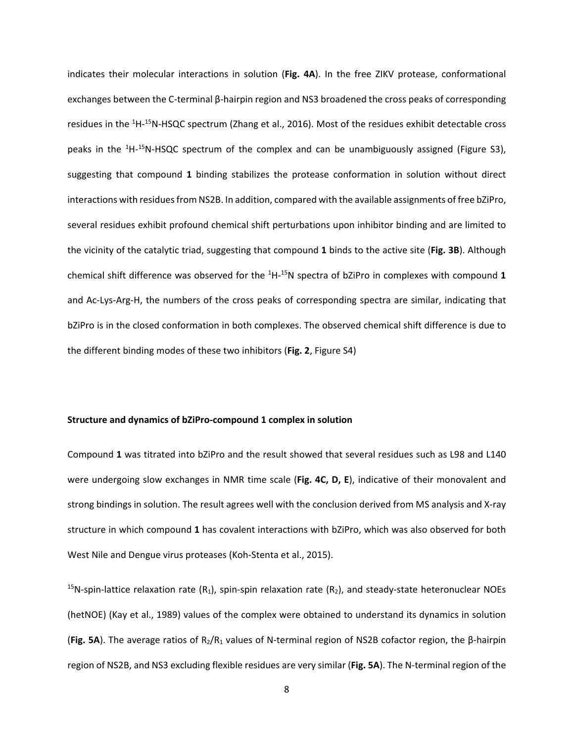indicates their molecular interactions in solution (**Fig. 4A**). In the free ZIKV protease, conformational exchanges between the C-terminal β-hairpin region and NS3 broadened the cross peaks of corresponding residues in the $^{1}$H-$^{15}$N-HSQC spectrum (Zhang et al., 2016). Most of the residues exhibit detectable cross peaks in the $^{1}$H-$^{15}$N-HSQC spectrum of the complex and can be unambiguously assigned (Figure S3), suggesting that compound **1** binding stabilizes the protease conformation in solution without direct interactions with residues from NS2B. In addition, compared with the available assignments of free bZiPro, several residues exhibit profound chemical shift perturbations upon inhibitor binding and are limited to the vicinity of the catalytic triad, suggesting that compound **1** binds to the active site (**Fig. 3B**). Although chemical shift difference was observed for the $^{1}$H-$^{15}$N spectra of bZiPro in complexes with compound **1** and Ac-Lys-Arg-H, the numbers of the cross peaks of corresponding spectra are similar, indicating that bZiPro is in the closed conformation in both complexes. The observed chemical shift difference is due to the different binding modes of these two inhibitors (**Fig. 2**, Figure S4)

### Structure and dynamics of bZiPro-compound 1 complex in solution

Compound **1** was titrated into bZiPro and the result showed that several residues such as L98 and L140 were undergoing slow exchanges in NMR time scale (**Fig. 4C, D, E**), indicative of their monovalent and strong bindings in solution. The result agrees well with the conclusion derived from MS analysis and X-ray structure in which compound **1** has covalent interactions with bZiPro, which was also observed for both West Nile and Dengue virus proteases (Koh-Stenta et al., 2015).

$^{15}$N-spin-lattice relaxation rate ($R_1$), spin-spin relaxation rate ($R_2$), and steady-state heteronuclear NOEs (hetNOE) (Kay et al., 1989) values of the complex were obtained to understand its dynamics in solution (**Fig. 5A**). The average ratios of $R_2/R_1$ values of N-terminal region of NS2B cofactor region, the β-hairpin region of NS2B, and NS3 excluding flexible residues are very similar (**Fig. 5A**). The N-terminal region of the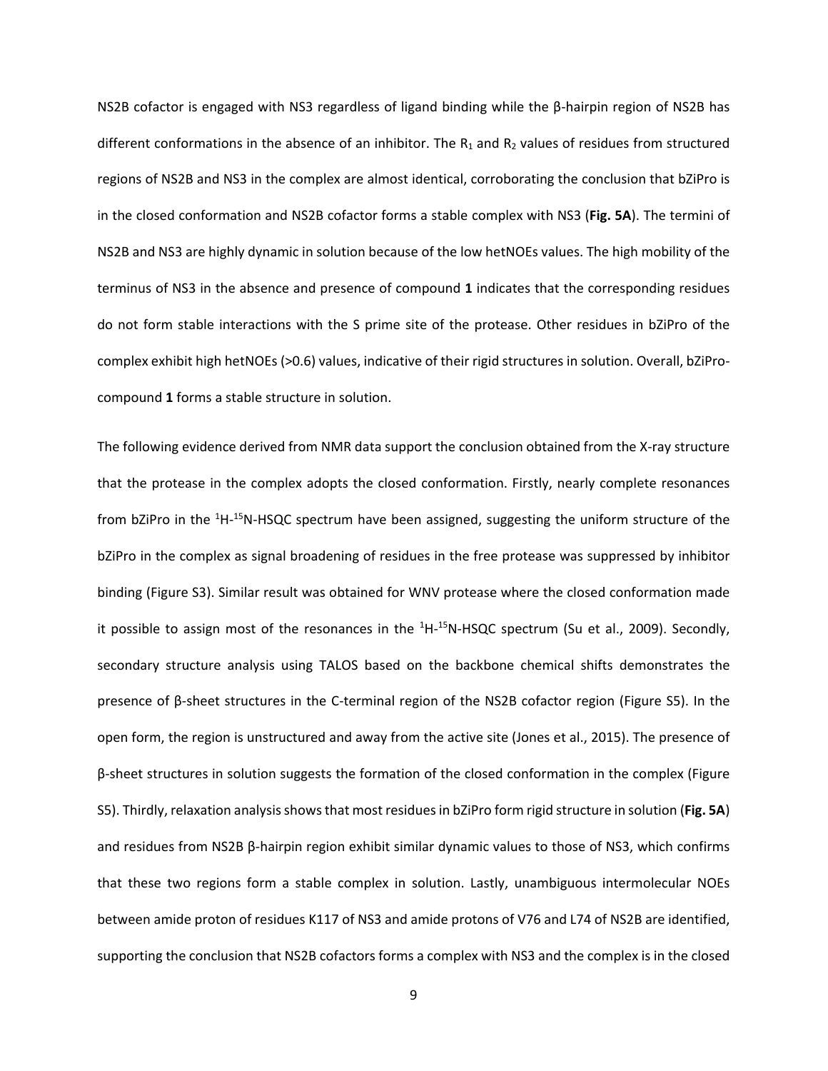NS2B cofactor is engaged with NS3 regardless of ligand binding while the β-hairpin region of NS2B has different conformations in the absence of an inhibitor. The $R_1$ and $R_2$ values of residues from structured regions of NS2B and NS3 in the complex are almost identical, corroborating the conclusion that bZiPro is in the closed conformation and NS2B cofactor forms a stable complex with NS3 (**Fig. 5A**). The termini of NS2B and NS3 are highly dynamic in solution because of the low hetNOEs values. The high mobility of the terminus of NS3 in the absence and presence of compound **1** indicates that the corresponding residues do not form stable interactions with the S prime site of the protease. Other residues in bZiPro of the complex exhibit high hetNOEs (>0.6) values, indicative of their rigid structures in solution. Overall, bZiPro-compound **1** forms a stable structure in solution.

The following evidence derived from NMR data support the conclusion obtained from the X-ray structure that the protease in the complex adopts the closed conformation. Firstly, nearly complete resonances from bZiPro in the $^1H$-$^{15}N$-HSQC spectrum have been assigned, suggesting the uniform structure of the bZiPro in the complex as signal broadening of residues in the free protease was suppressed by inhibitor binding (Figure S3). Similar result was obtained for WNV protease where the closed conformation made it possible to assign most of the resonances in the $^1H$-$^{15}N$-HSQC spectrum (Su et al., 2009). Secondly, secondary structure analysis using TALOS based on the backbone chemical shifts demonstrates the presence of β-sheet structures in the C-terminal region of the NS2B cofactor region (Figure S5). In the open form, the region is unstructured and away from the active site (Jones et al., 2015). The presence of β-sheet structures in solution suggests the formation of the closed conformation in the complex (Figure S5). Thirdly, relaxation analysis shows that most residues in bZiPro form rigid structure in solution (**Fig. 5A**) and residues from NS2B β-hairpin region exhibit similar dynamic values to those of NS3, which confirms that these two regions form a stable complex in solution. Lastly, unambiguous intermolecular NOEs between amide proton of residues K117 of NS3 and amide protons of V76 and L74 of NS2B are identified, supporting the conclusion that NS2B cofactors forms a complex with NS3 and the complex is in the closed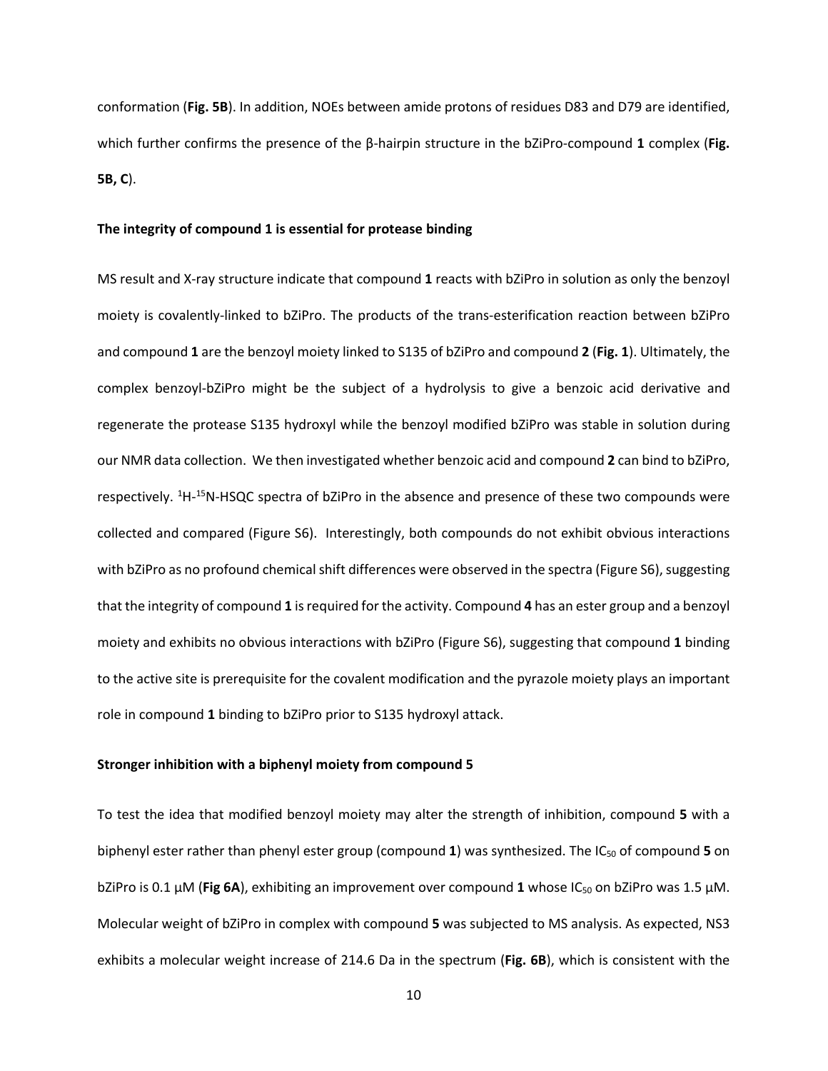conformation (**Fig. 5B**). In addition, NOEs between amide protons of residues D83 and D79 are identified, which further confirms the presence of the β-hairpin structure in the bZiPro-compound **1** complex (**Fig. 5B, C**).

### The integrity of compound 1 is essential for protease binding

MS result and X-ray structure indicate that compound **1** reacts with bZiPro in solution as only the benzoyl moiety is covalently-linked to bZiPro. The products of the trans-esterification reaction between bZiPro and compound **1** are the benzoyl moiety linked to S135 of bZiPro and compound **2** (**Fig. 1**). Ultimately, the complex benzoyl-bZiPro might be the subject of a hydrolysis to give a benzoic acid derivative and regenerate the protease S135 hydroxyl while the benzoyl modified bZiPro was stable in solution during our NMR data collection. We then investigated whether benzoic acid and compound **2** can bind to bZiPro, respectively. $^{1}H$-$^{15}N$-HSQC spectra of bZiPro in the absence and presence of these two compounds were collected and compared (Figure S6). Interestingly, both compounds do not exhibit obvious interactions with bZiPro as no profound chemical shift differences were observed in the spectra (Figure S6), suggesting that the integrity of compound **1** is required for the activity. Compound **4** has an ester group and a benzoyl moiety and exhibits no obvious interactions with bZiPro (Figure S6), suggesting that compound **1** binding to the active site is prerequisite for the covalent modification and the pyrazole moiety plays an important role in compound **1** binding to bZiPro prior to S135 hydroxyl attack.

### Stronger inhibition with a biphenyl moiety from compound 5

To test the idea that modified benzoyl moiety may alter the strength of inhibition, compound **5** with a biphenyl ester rather than phenyl ester group (compound **1**) was synthesized. The $IC_{50}$ of compound **5** on bZiPro is 0.1 μM (**Fig 6A**), exhibiting an improvement over compound **1** whose $IC_{50}$ on bZiPro was 1.5 μM. Molecular weight of bZiPro in complex with compound **5** was subjected to MS analysis. As expected, NS3 exhibits a molecular weight increase of 214.6 Da in the spectrum (**Fig. 6B**), which is consistent with the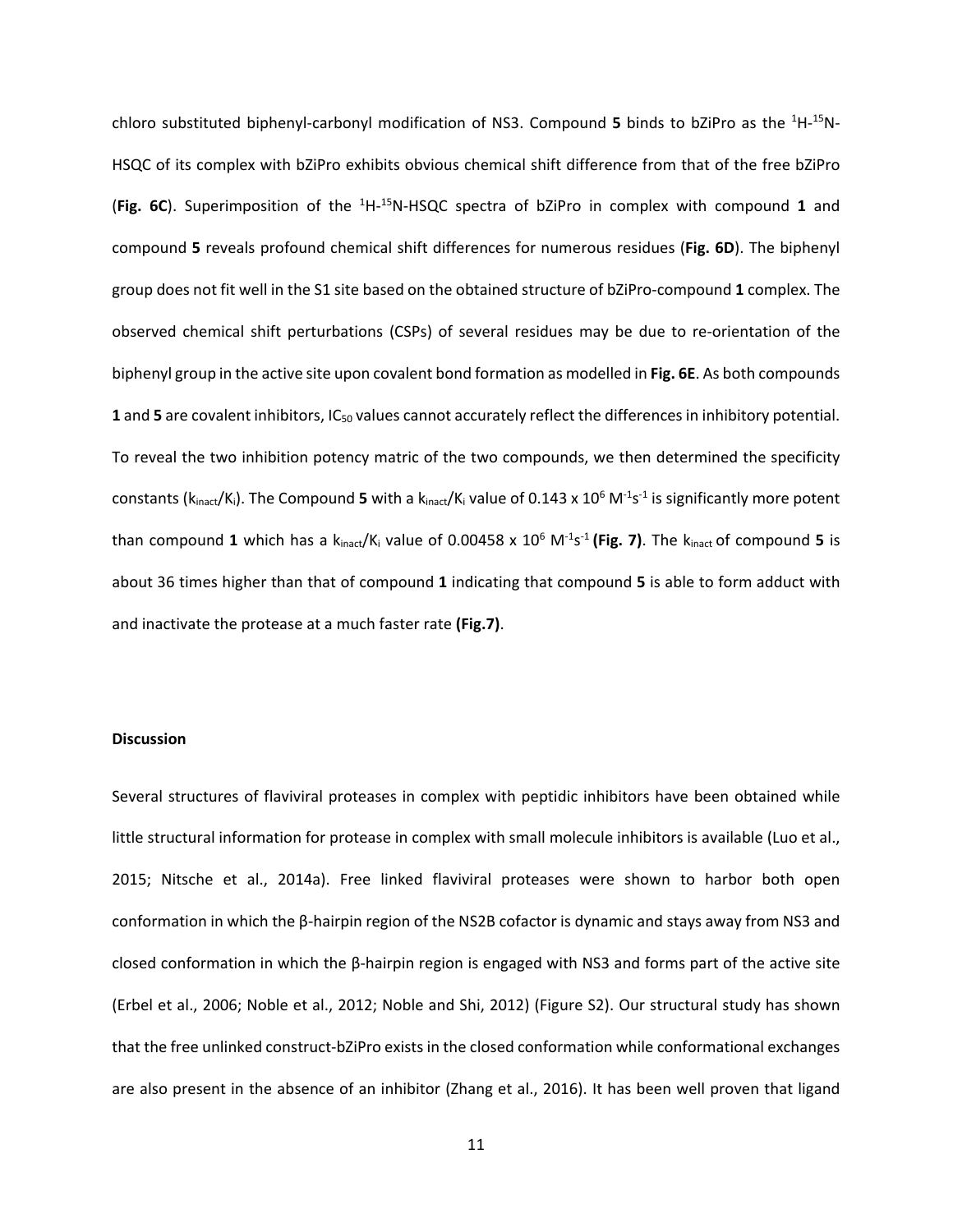chloro substituted biphenyl-carbonyl modification of NS3. Compound **5** binds to bZiPro as the $^{1}H$-$^{15}N$-HSQC of its complex with bZiPro exhibits obvious chemical shift difference from that of the free bZiPro (**Fig. 6C**). Superimposition of the $^{1}H$-$^{15}N$-HSQC spectra of bZiPro in complex with compound **1** and compound **5** reveals profound chemical shift differences for numerous residues (**Fig. 6D**). The biphenyl group does not fit well in the S1 site based on the obtained structure of bZiPro-compound **1** complex. The observed chemical shift perturbations (CSPs) of several residues may be due to re-orientation of the biphenyl group in the active site upon covalent bond formation as modelled in **Fig. 6E**. As both compounds **1** and **5** are covalent inhibitors, $IC_{50}$ values cannot accurately reflect the differences in inhibitory potential. To reveal the two inhibition potency matric of the two compounds, we then determined the specificity constants ($k_{inact}/K_i$). The Compound **5** with a $k_{inact}/K_i$ value of 0.143 x $10^6$ $M^{-1}s^{-1}$ is significantly more potent than compound **1** which has a $k_{inact}/K_i$ value of 0.00458 x $10^6$ $M^{-1}s^{-1}$ **(Fig. 7)**. The $k_{inact}$ of compound **5** is about 36 times higher than that of compound **1** indicating that compound **5** is able to form adduct with and inactivate the protease at a much faster rate **(Fig.7)**.

**Discussion**

Several structures of flaviviral proteases in complex with peptidic inhibitors have been obtained while little structural information for protease in complex with small molecule inhibitors is available (Luo et al., 2015; Nitsche et al., 2014a). Free linked flaviviral proteases were shown to harbor both open conformation in which the β-hairpin region of the NS2B cofactor is dynamic and stays away from NS3 and closed conformation in which the β-hairpin region is engaged with NS3 and forms part of the active site (Erbel et al., 2006; Noble et al., 2012; Noble and Shi, 2012) (Figure S2). Our structural study has shown that the free unlinked construct-bZiPro exists in the closed conformation while conformational exchanges are also present in the absence of an inhibitor (Zhang et al., 2016). It has been well proven that ligand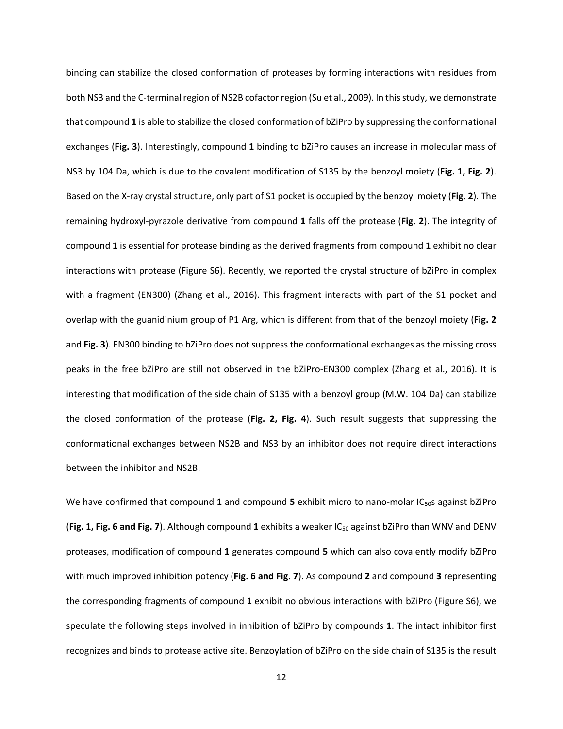binding can stabilize the closed conformation of proteases by forming interactions with residues from both NS3 and the C-terminal region of NS2B cofactor region (Su et al., 2009). In this study, we demonstrate that compound **1** is able to stabilize the closed conformation of bZiPro by suppressing the conformational exchanges (**Fig. 3**). Interestingly, compound **1** binding to bZiPro causes an increase in molecular mass of NS3 by 104 Da, which is due to the covalent modification of S135 by the benzoyl moiety (**Fig. 1, Fig. 2**). Based on the X-ray crystal structure, only part of S1 pocket is occupied by the benzoyl moiety (**Fig. 2**). The remaining hydroxyl-pyrazole derivative from compound **1** falls off the protease (**Fig. 2**). The integrity of compound **1** is essential for protease binding as the derived fragments from compound **1** exhibit no clear interactions with protease (Figure S6). Recently, we reported the crystal structure of bZiPro in complex with a fragment (EN300) (Zhang et al., 2016). This fragment interacts with part of the S1 pocket and overlap with the guanidinium group of P1 Arg, which is different from that of the benzoyl moiety (**Fig. 2** and **Fig. 3**). EN300 binding to bZiPro does not suppress the conformational exchanges as the missing cross peaks in the free bZiPro are still not observed in the bZiPro-EN300 complex (Zhang et al., 2016). It is interesting that modification of the side chain of S135 with a benzoyl group (M.W. 104 Da) can stabilize the closed conformation of the protease (**Fig. 2, Fig. 4**). Such result suggests that suppressing the conformational exchanges between NS2B and NS3 by an inhibitor does not require direct interactions between the inhibitor and NS2B.

We have confirmed that compound **1** and compound **5** exhibit micro to nano-molar $IC_{50}$s against bZiPro (**Fig. 1, Fig. 6 and Fig. 7**). Although compound **1** exhibits a weaker $IC_{50}$ against bZiPro than WNV and DENV proteases, modification of compound **1** generates compound **5** which can also covalently modify bZiPro with much improved inhibition potency (**Fig. 6 and Fig. 7**). As compound **2** and compound **3** representing the corresponding fragments of compound **1** exhibit no obvious interactions with bZiPro (Figure S6), we speculate the following steps involved in inhibition of bZiPro by compounds **1**. The intact inhibitor first recognizes and binds to protease active site. Benzoylation of bZiPro on the side chain of S135 is the result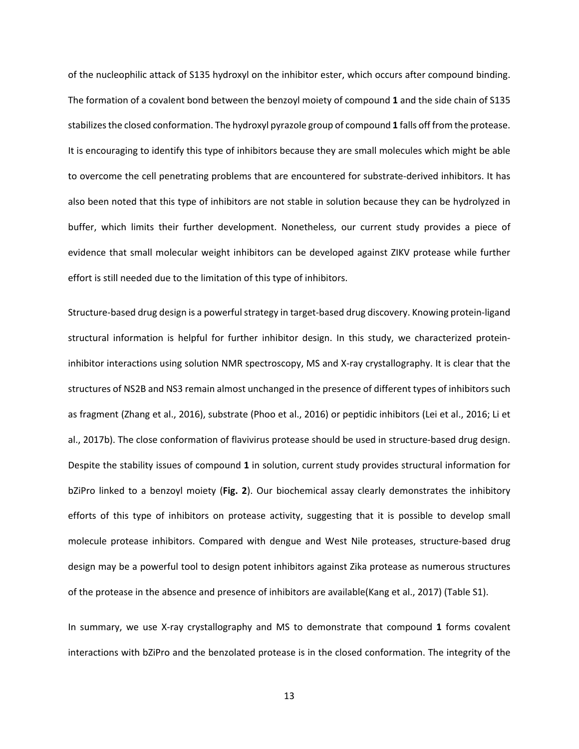of the nucleophilic attack of S135 hydroxyl on the inhibitor ester, which occurs after compound binding. The formation of a covalent bond between the benzoyl moiety of compound **1** and the side chain of S135 stabilizes the closed conformation. The hydroxyl pyrazole group of compound **1** falls off from the protease. It is encouraging to identify this type of inhibitors because they are small molecules which might be able to overcome the cell penetrating problems that are encountered for substrate-derived inhibitors. It has also been noted that this type of inhibitors are not stable in solution because they can be hydrolyzed in buffer, which limits their further development. Nonetheless, our current study provides a piece of evidence that small molecular weight inhibitors can be developed against ZIKV protease while further effort is still needed due to the limitation of this type of inhibitors.

Structure-based drug design is a powerful strategy in target-based drug discovery. Knowing protein-ligand structural information is helpful for further inhibitor design. In this study, we characterized protein-inhibitor interactions using solution NMR spectroscopy, MS and X-ray crystallography. It is clear that the structures of NS2B and NS3 remain almost unchanged in the presence of different types of inhibitors such as fragment (Zhang et al., 2016), substrate (Phoo et al., 2016) or peptidic inhibitors (Lei et al., 2016; Li et al., 2017b). The close conformation of flavivirus protease should be used in structure-based drug design. Despite the stability issues of compound **1** in solution, current study provides structural information for bZiPro linked to a benzoyl moiety (**Fig. 2**). Our biochemical assay clearly demonstrates the inhibitory efforts of this type of inhibitors on protease activity, suggesting that it is possible to develop small molecule protease inhibitors. Compared with dengue and West Nile proteases, structure-based drug design may be a powerful tool to design potent inhibitors against Zika protease as numerous structures of the protease in the absence and presence of inhibitors are available(Kang et al., 2017) (Table S1).

In summary, we use X-ray crystallography and MS to demonstrate that compound **1** forms covalent interactions with bZiPro and the benzolated protease is in the closed conformation. The integrity of the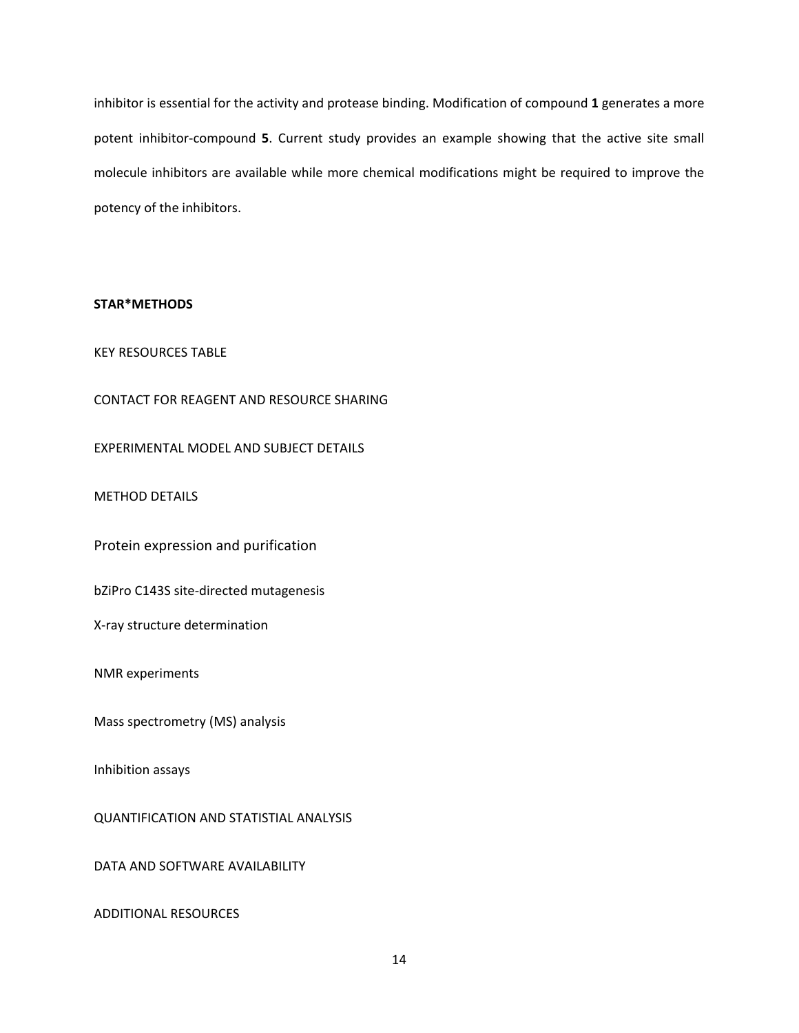inhibitor is essential for the activity and protease binding. Modification of compound **1** generates a more potent inhibitor-compound **5**. Current study provides an example showing that the active site small molecule inhibitors are available while more chemical modifications might be required to improve the potency of the inhibitors.

## STAR*METHODS

KEY RESOURCES TABLE

CONTACT FOR REAGENT AND RESOURCE SHARING

EXPERIMENTAL MODEL AND SUBJECT DETAILS

METHOD DETAILS

### Protein expression and purification

bZiPro C143S site-directed mutagenesis

X-ray structure determination

NMR experiments

Mass spectrometry (MS) analysis

Inhibition assays

QUANTIFICATION AND STATISTIAL ANALYSIS

DATA AND SOFTWARE AVAILABILITY

ADDITIONAL RESOURCES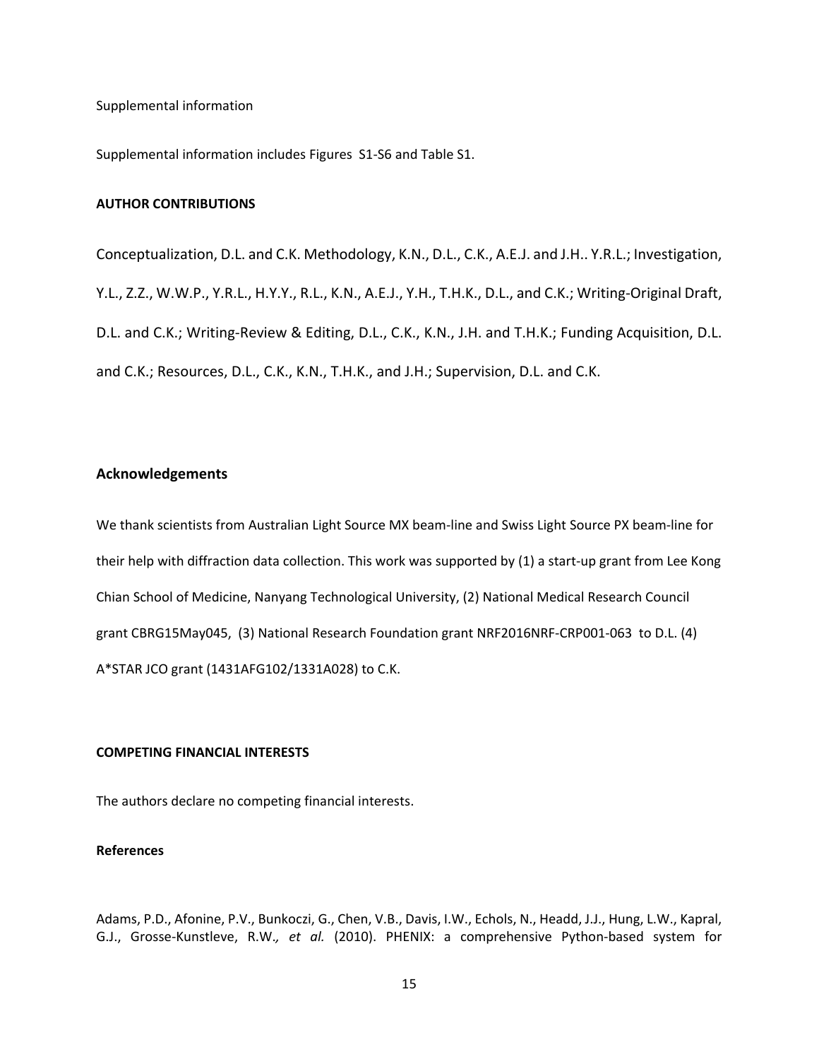Supplemental information

Supplemental information includes Figures S1-S6 and Table S1.

**AUTHOR CONTRIBUTIONS**

Conceptualization, D.L. and C.K. Methodology, K.N., D.L., C.K., A.E.J. and J.H.. Y.R.L.; Investigation, Y.L., Z.Z., W.W.P., Y.R.L., H.Y.Y., R.L., K.N., A.E.J., Y.H., T.H.K., D.L., and C.K.; Writing-Original Draft, D.L. and C.K.; Writing-Review & Editing, D.L., C.K., K.N., J.H. and T.H.K.; Funding Acquisition, D.L. and C.K.; Resources, D.L., C.K., K.N., T.H.K., and J.H.; Supervision, D.L. and C.K.

## Acknowledgements

We thank scientists from Australian Light Source MX beam-line and Swiss Light Source PX beam-line for their help with diffraction data collection. This work was supported by (1) a start-up grant from Lee Kong Chian School of Medicine, Nanyang Technological University, (2) National Medical Research Council grant CBRG15May045, (3) National Research Foundation grant NRF2016NRF-CRP001-063 to D.L. (4) A*STAR JCO grant (1431AFG102/1331A028) to C.K.

**COMPETING FINANCIAL INTERESTS**

The authors declare no competing financial interests.

**References**

Adams, P.D., Afonine, P.V., Bunkoczi, G., Chen, V.B., Davis, I.W., Echols, N., Headd, J.J., Hung, L.W., Kapral, G.J., Grosse-Kunstleve, R.W.*, et al.* (2010). PHENIX: a comprehensive Python-based system for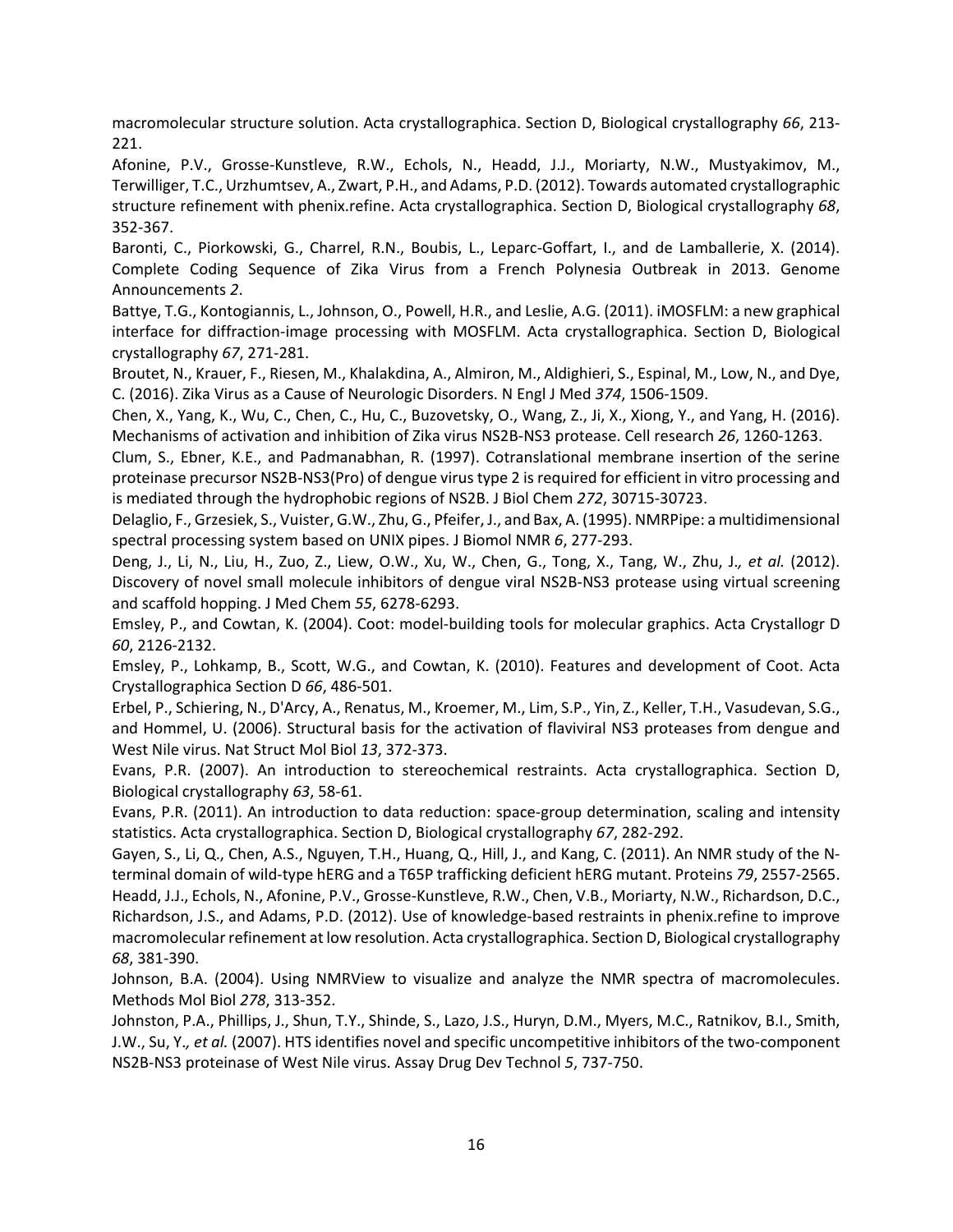macromolecular structure solution. Acta crystallographica. Section D, Biological crystallography *66*, 213-221.

Afonine, P.V., Grosse-Kunstleve, R.W., Echols, N., Headd, J.J., Moriarty, N.W., Mustyakimov, M., Terwilliger, T.C., Urzhumtsev, A., Zwart, P.H., and Adams, P.D. (2012). Towards automated crystallographic structure refinement with phenix.refine. Acta crystallographica. Section D, Biological crystallography *68*, 352-367.

Baronti, C., Piorkowski, G., Charrel, R.N., Boubis, L., Leparc-Goffart, I., and de Lamballerie, X. (2014). Complete Coding Sequence of Zika Virus from a French Polynesia Outbreak in 2013. Genome Announcements *2*.

Battye, T.G., Kontogiannis, L., Johnson, O., Powell, H.R., and Leslie, A.G. (2011). iMOSFLM: a new graphical interface for diffraction-image processing with MOSFLM. Acta crystallographica. Section D, Biological crystallography *67*, 271-281.

Broutet, N., Krauer, F., Riesen, M., Khalakdina, A., Almiron, M., Aldighieri, S., Espinal, M., Low, N., and Dye, C. (2016). Zika Virus as a Cause of Neurologic Disorders. N Engl J Med *374*, 1506-1509.

Chen, X., Yang, K., Wu, C., Chen, C., Hu, C., Buzovetsky, O., Wang, Z., Ji, X., Xiong, Y., and Yang, H. (2016). Mechanisms of activation and inhibition of Zika virus NS2B-NS3 protease. Cell research *26*, 1260-1263.

Clum, S., Ebner, K.E., and Padmanabhan, R. (1997). Cotranslational membrane insertion of the serine proteinase precursor NS2B-NS3(Pro) of dengue virus type 2 is required for efficient in vitro processing and is mediated through the hydrophobic regions of NS2B. J Biol Chem *272*, 30715-30723.

Delaglio, F., Grzesiek, S., Vuister, G.W., Zhu, G., Pfeifer, J., and Bax, A. (1995). NMRPipe: a multidimensional spectral processing system based on UNIX pipes. J Biomol NMR *6*, 277-293.

Deng, J., Li, N., Liu, H., Zuo, Z., Liew, O.W., Xu, W., Chen, G., Tong, X., Tang, W., Zhu, J.*, et al.* (2012). Discovery of novel small molecule inhibitors of dengue viral NS2B-NS3 protease using virtual screening and scaffold hopping. J Med Chem *55*, 6278-6293.

Emsley, P., and Cowtan, K. (2004). Coot: model-building tools for molecular graphics. Acta Crystallogr D *60*, 2126-2132.

Emsley, P., Lohkamp, B., Scott, W.G., and Cowtan, K. (2010). Features and development of Coot. Acta Crystallographica Section D *66*, 486-501.

Erbel, P., Schiering, N., D'Arcy, A., Renatus, M., Kroemer, M., Lim, S.P., Yin, Z., Keller, T.H., Vasudevan, S.G., and Hommel, U. (2006). Structural basis for the activation of flaviviral NS3 proteases from dengue and West Nile virus. Nat Struct Mol Biol *13*, 372-373.

Evans, P.R. (2007). An introduction to stereochemical restraints. Acta crystallographica. Section D, Biological crystallography *63*, 58-61.

Evans, P.R. (2011). An introduction to data reduction: space-group determination, scaling and intensity statistics. Acta crystallographica. Section D, Biological crystallography *67*, 282-292.

Gayen, S., Li, Q., Chen, A.S., Nguyen, T.H., Huang, Q., Hill, J., and Kang, C. (2011). An NMR study of the N-terminal domain of wild-type hERG and a T65P trafficking deficient hERG mutant. Proteins *79*, 2557-2565.

Headd, J.J., Echols, N., Afonine, P.V., Grosse-Kunstleve, R.W., Chen, V.B., Moriarty, N.W., Richardson, D.C., Richardson, J.S., and Adams, P.D. (2012). Use of knowledge-based restraints in phenix.refine to improve macromolecular refinement at low resolution. Acta crystallographica. Section D, Biological crystallography *68*, 381-390.

Johnson, B.A. (2004). Using NMRView to visualize and analyze the NMR spectra of macromolecules. Methods Mol Biol *278*, 313-352.

Johnston, P.A., Phillips, J., Shun, T.Y., Shinde, S., Lazo, J.S., Huryn, D.M., Myers, M.C., Ratnikov, B.I., Smith, J.W., Su, Y.*, et al.* (2007). HTS identifies novel and specific uncompetitive inhibitors of the two-component NS2B-NS3 proteinase of West Nile virus. Assay Drug Dev Technol *5*, 737-750.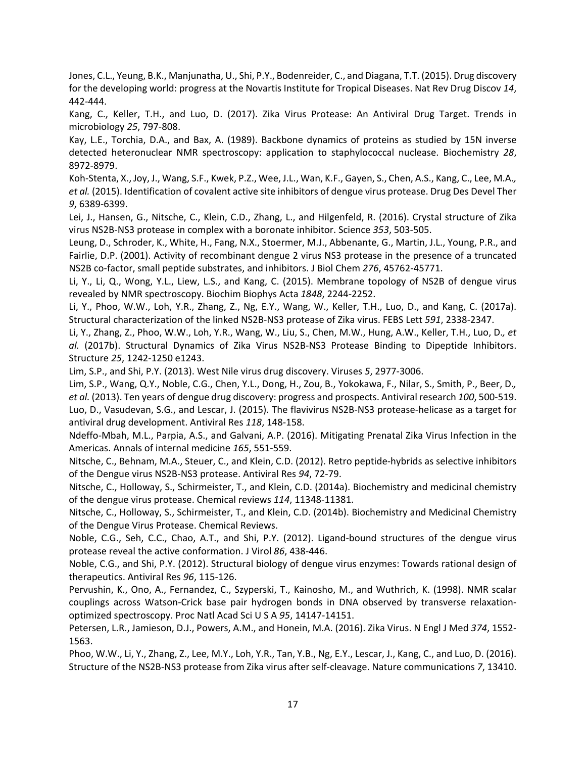Jones, C.L., Yeung, B.K., Manjunatha, U., Shi, P.Y., Bodenreider, C., and Diagana, T.T. (2015). Drug discovery for the developing world: progress at the Novartis Institute for Tropical Diseases. Nat Rev Drug Discov *14*, 442-444.

Kang, C., Keller, T.H., and Luo, D. (2017). Zika Virus Protease: An Antiviral Drug Target. Trends in microbiology *25*, 797-808.

Kay, L.E., Torchia, D.A., and Bax, A. (1989). Backbone dynamics of proteins as studied by 15N inverse detected heteronuclear NMR spectroscopy: application to staphylococcal nuclease. Biochemistry *28*, 8972-8979.

Koh-Stenta, X., Joy, J., Wang, S.F., Kwek, P.Z., Wee, J.L., Wan, K.F., Gayen, S., Chen, A.S., Kang, C., Lee, M.A.*, et al.* (2015). Identification of covalent active site inhibitors of dengue virus protease. Drug Des Devel Ther *9*, 6389-6399.

Lei, J., Hansen, G., Nitsche, C., Klein, C.D., Zhang, L., and Hilgenfeld, R. (2016). Crystal structure of Zika virus NS2B-NS3 protease in complex with a boronate inhibitor. Science *353*, 503-505.

Leung, D., Schroder, K., White, H., Fang, N.X., Stoermer, M.J., Abbenante, G., Martin, J.L., Young, P.R., and Fairlie, D.P. (2001). Activity of recombinant dengue 2 virus NS3 protease in the presence of a truncated NS2B co-factor, small peptide substrates, and inhibitors. J Biol Chem *276*, 45762-45771.

Li, Y., Li, Q., Wong, Y.L., Liew, L.S., and Kang, C. (2015). Membrane topology of NS2B of dengue virus revealed by NMR spectroscopy. Biochim Biophys Acta *1848*, 2244-2252.

Li, Y., Phoo, W.W., Loh, Y.R., Zhang, Z., Ng, E.Y., Wang, W., Keller, T.H., Luo, D., and Kang, C. (2017a). Structural characterization of the linked NS2B-NS3 protease of Zika virus. FEBS Lett *591*, 2338-2347.

Li, Y., Zhang, Z., Phoo, W.W., Loh, Y.R., Wang, W., Liu, S., Chen, M.W., Hung, A.W., Keller, T.H., Luo, D.*, et al.* (2017b). Structural Dynamics of Zika Virus NS2B-NS3 Protease Binding to Dipeptide Inhibitors. Structure *25*, 1242-1250 e1243.

Lim, S.P., and Shi, P.Y. (2013). West Nile virus drug discovery. Viruses *5*, 2977-3006.

Lim, S.P., Wang, Q.Y., Noble, C.G., Chen, Y.L., Dong, H., Zou, B., Yokokawa, F., Nilar, S., Smith, P., Beer, D.*, et al.* (2013). Ten years of dengue drug discovery: progress and prospects. Antiviral research *100*, 500-519.

Luo, D., Vasudevan, S.G., and Lescar, J. (2015). The flavivirus NS2B-NS3 protease-helicase as a target for antiviral drug development. Antiviral Res *118*, 148-158.

Ndeffo-Mbah, M.L., Parpia, A.S., and Galvani, A.P. (2016). Mitigating Prenatal Zika Virus Infection in the Americas. Annals of internal medicine *165*, 551-559.

Nitsche, C., Behnam, M.A., Steuer, C., and Klein, C.D. (2012). Retro peptide-hybrids as selective inhibitors of the Dengue virus NS2B-NS3 protease. Antiviral Res *94*, 72-79.

Nitsche, C., Holloway, S., Schirmeister, T., and Klein, C.D. (2014a). Biochemistry and medicinal chemistry of the dengue virus protease. Chemical reviews *114*, 11348-11381.

Nitsche, C., Holloway, S., Schirmeister, T., and Klein, C.D. (2014b). Biochemistry and Medicinal Chemistry of the Dengue Virus Protease. Chemical Reviews.

Noble, C.G., Seh, C.C., Chao, A.T., and Shi, P.Y. (2012). Ligand-bound structures of the dengue virus protease reveal the active conformation. J Virol *86*, 438-446.

Noble, C.G., and Shi, P.Y. (2012). Structural biology of dengue virus enzymes: Towards rational design of therapeutics. Antiviral Res *96*, 115-126.

Pervushin, K., Ono, A., Fernandez, C., Szyperski, T., Kainosho, M., and Wuthrich, K. (1998). NMR scalar couplings across Watson-Crick base pair hydrogen bonds in DNA observed by transverse relaxation-optimized spectroscopy. Proc Natl Acad Sci U S A *95*, 14147-14151.

Petersen, L.R., Jamieson, D.J., Powers, A.M., and Honein, M.A. (2016). Zika Virus. N Engl J Med *374*, 1552-1563.

Phoo, W.W., Li, Y., Zhang, Z., Lee, M.Y., Loh, Y.R., Tan, Y.B., Ng, E.Y., Lescar, J., Kang, C., and Luo, D. (2016). Structure of the NS2B-NS3 protease from Zika virus after self-cleavage. Nature communications *7*, 13410.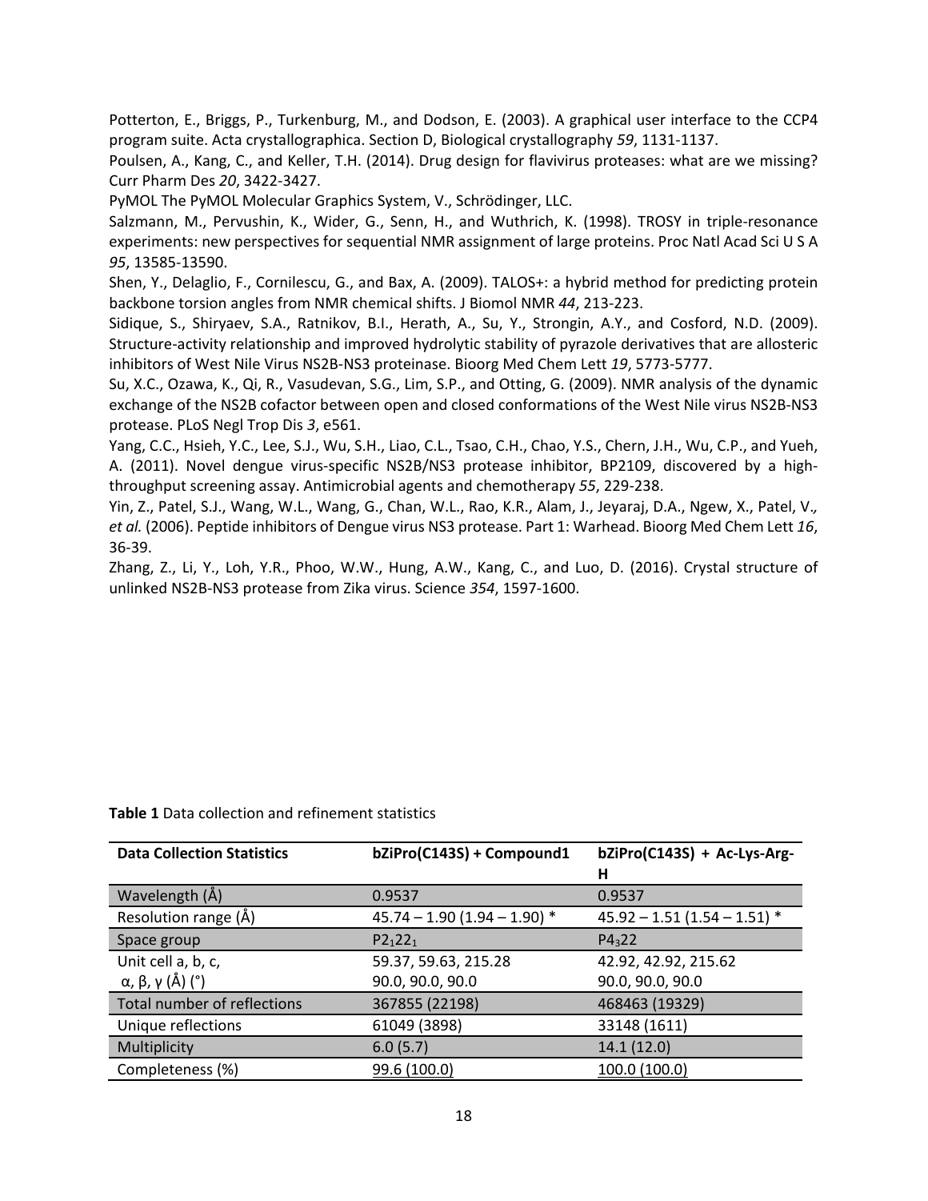Potterton, E., Briggs, P., Turkenburg, M., and Dodson, E. (2003). A graphical user interface to the CCP4 program suite. Acta crystallographica. Section D, Biological crystallography *59*, 1131-1137.

Poulsen, A., Kang, C., and Keller, T.H. (2014). Drug design for flavivirus proteases: what are we missing? Curr Pharm Des *20*, 3422-3427.

PyMOL The PyMOL Molecular Graphics System, V., Schrödinger, LLC.

Salzmann, M., Pervushin, K., Wider, G., Senn, H., and Wuthrich, K. (1998). TROSY in triple-resonance experiments: new perspectives for sequential NMR assignment of large proteins. Proc Natl Acad Sci U S A *95*, 13585-13590.

Shen, Y., Delaglio, F., Cornilescu, G., and Bax, A. (2009). TALOS+: a hybrid method for predicting protein backbone torsion angles from NMR chemical shifts. J Biomol NMR *44*, 213-223.

Sidique, S., Shiryaev, S.A., Ratnikov, B.I., Herath, A., Su, Y., Strongin, A.Y., and Cosford, N.D. (2009). Structure-activity relationship and improved hydrolytic stability of pyrazole derivatives that are allosteric inhibitors of West Nile Virus NS2B-NS3 proteinase. Bioorg Med Chem Lett *19*, 5773-5777.

Su, X.C., Ozawa, K., Qi, R., Vasudevan, S.G., Lim, S.P., and Otting, G. (2009). NMR analysis of the dynamic exchange of the NS2B cofactor between open and closed conformations of the West Nile virus NS2B-NS3 protease. PLoS Negl Trop Dis *3*, e561.

Yang, C.C., Hsieh, Y.C., Lee, S.J., Wu, S.H., Liao, C.L., Tsao, C.H., Chao, Y.S., Chern, J.H., Wu, C.P., and Yueh, A. (2011). Novel dengue virus-specific NS2B/NS3 protease inhibitor, BP2109, discovered by a high-throughput screening assay. Antimicrobial agents and chemotherapy *55*, 229-238.

Yin, Z., Patel, S.J., Wang, W.L., Wang, G., Chan, W.L., Rao, K.R., Alam, J., Jeyaraj, D.A., Ngew, X., Patel, V., *et al.* (2006). Peptide inhibitors of Dengue virus NS3 protease. Part 1: Warhead. Bioorg Med Chem Lett *16*, 36-39.

Zhang, Z., Li, Y., Loh, Y.R., Phoo, W.W., Hung, A.W., Kang, C., and Luo, D. (2016). Crystal structure of unlinked NS2B-NS3 protease from Zika virus. Science *354*, 1597-1600.

**Table 1** Data collection and refinement statistics

| **Data Collection Statistics** | **bZiPro(C143S) + Compound1** | **bZiPro(C143S) + Ac-Lys-Arg-H** |
|---|---|---|
| Wavelength (Å) | 0.9537 | 0.9537 |
| Resolution range (Å) | 45.74 – 1.90 (1.94 – 1.90) * | 45.92 – 1.51 (1.54 – 1.51) * |
| Space group | $P2_12_12_1$ | $P4_322$ |
| Unit cell a, b, c, α, β, γ (Å) (°) | 59.37, 59.63, 215.28 90.0, 90.0, 90.0 | 42.92, 42.92, 215.62 90.0, 90.0, 90.0 |
| Total number of reflections | 367855 (22198) | 468463 (19329) |
| Unique reflections | 61049 (3898) | 33148 (1611) |
| Multiplicity | 6.0 (5.7) | 14.1 (12.0) |
| Completeness (%) | 99.6 (100.0) | 100.0 (100.0) |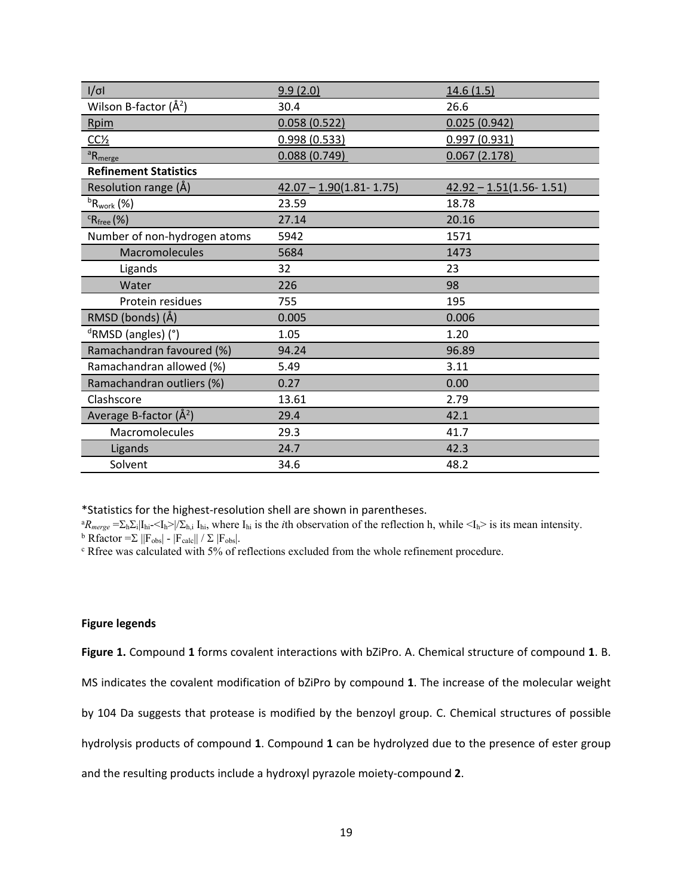| I/σI | 9.9 (2.0) | 14.6 (1.5) |
|---|---|---|
| Wilson B-factor (Å$^2$) | 30.4 | 26.6 |
| Rpim | 0.058 (0.522) | 0.025 (0.942) |
| CC½ | 0.998 (0.533) | 0.997 (0.931) |
| $^a$R$_{merge}$ | 0.088 (0.749) | 0.067 (2.178) |
| **Refinement Statistics** | | |
| Resolution range (Å) | 42.07 – 1.90(1.81- 1.75) | 42.92 – 1.51(1.56- 1.51) |
| $^b$R$_{work}$ (%) | 23.59 | 18.78 |
| $^c$R$_{free}$ (%) | 27.14 | 20.16 |
| Number of non-hydrogen atoms | 5942 | 1571 |
| Macromolecules | 5684 | 1473 |
| Ligands | 32 | 23 |
| Water | 226 | 98 |
| Protein residues | 755 | 195 |
| RMSD (bonds) (Å) | 0.005 | 0.006 |
| $^d$RMSD (angles) (°) | 1.05 | 1.20 |
| Ramachandran favoured (%) | 94.24 | 96.89 |
| Ramachandran allowed (%) | 5.49 | 3.11 |
| Ramachandran outliers (%) | 0.27 | 0.00 |
| Clashscore | 13.61 | 2.79 |
| Average B-factor (Å$^2$) | 29.4 | 42.1 |
| Macromolecules | 29.3 | 41.7 |
| Ligands | 24.7 | 42.3 |
| Solvent | 34.6 | 48.2 |

*Statistics for the highest-resolution shell are shown in parentheses.

$^a R_{merge} = \Sigma_h \Sigma_i |I_{hi} - \langle I_h \rangle| / \Sigma_{h,i} I_{hi}$, where $I_{hi}$ is the *i*th observation of the reflection h, while $\langle I_h \rangle$ is its mean intensity.

$^b$ Rfactor $= \Sigma \, ||F_{obs}| - |F_{calc}|| \, / \, \Sigma \, |F_{obs}|$.

$^c$ Rfree was calculated with 5% of reflections excluded from the whole refinement procedure.

**Figure legends**

**Figure 1.** Compound **1** forms covalent interactions with bZiPro. A. Chemical structure of compound **1**. B. MS indicates the covalent modification of bZiPro by compound **1**. The increase of the molecular weight by 104 Da suggests that protease is modified by the benzoyl group. C. Chemical structures of possible hydrolysis products of compound **1**. Compound **1** can be hydrolyzed due to the presence of ester group and the resulting products include a hydroxyl pyrazole moiety-compound **2**.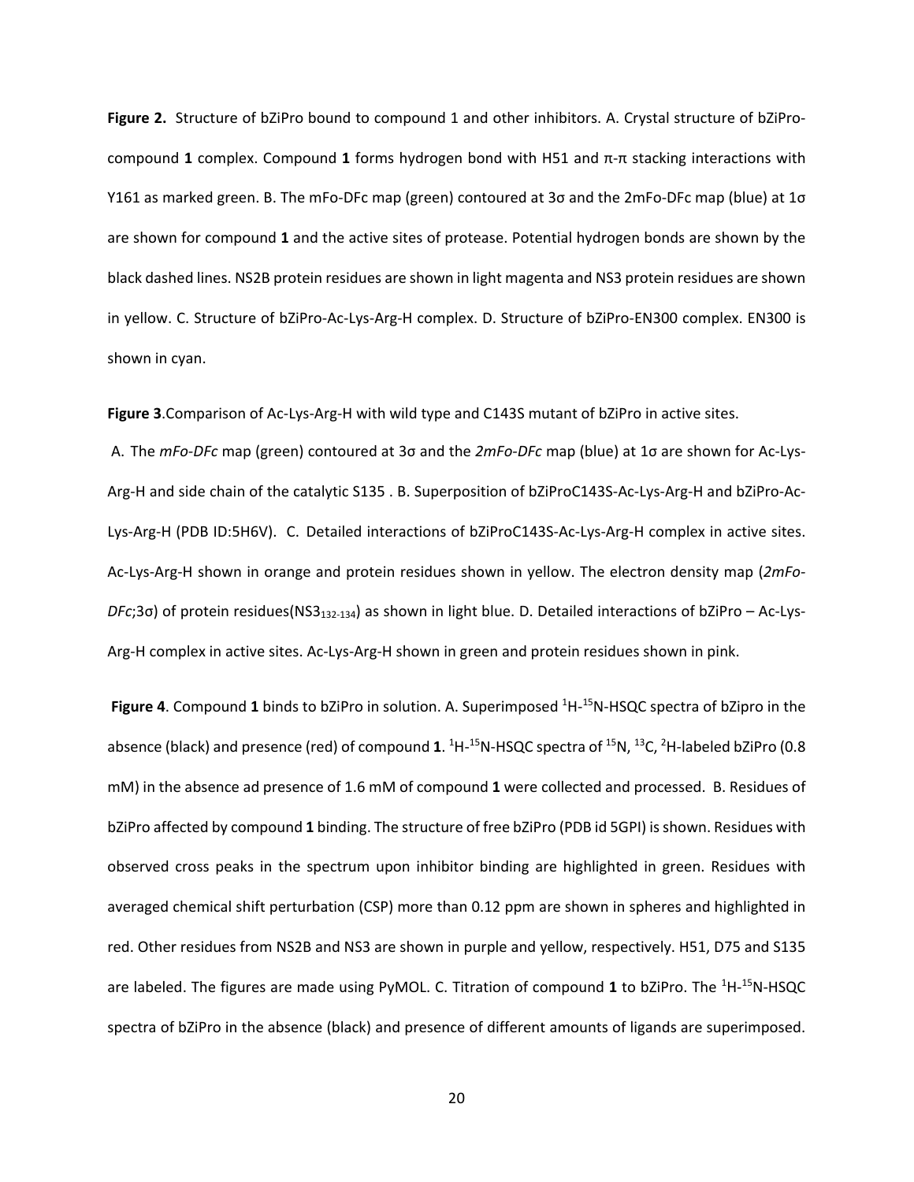**Figure 2.** Structure of bZiPro bound to compound 1 and other inhibitors. A. Crystal structure of bZiPro-compound **1** complex. Compound **1** forms hydrogen bond with H51 and π-π stacking interactions with Y161 as marked green. B. The mFo-DFc map (green) contoured at 3σ and the 2mFo-DFc map (blue) at 1σ are shown for compound **1** and the active sites of protease. Potential hydrogen bonds are shown by the black dashed lines. NS2B protein residues are shown in light magenta and NS3 protein residues are shown in yellow. C. Structure of bZiPro-Ac-Lys-Arg-H complex. D. Structure of bZiPro-EN300 complex. EN300 is shown in cyan.

**Figure 3**.Comparison of Ac-Lys-Arg-H with wild type and C143S mutant of bZiPro in active sites.

A. The *mFo-DFc* map (green) contoured at 3σ and the *2mFo-DFc* map (blue) at 1σ are shown for Ac-Lys-Arg-H and side chain of the catalytic S135 . B. Superposition of bZiProC143S-Ac-Lys-Arg-H and bZiPro-Ac-Lys-Arg-H (PDB ID:5H6V). C. Detailed interactions of bZiProC143S-Ac-Lys-Arg-H complex in active sites. Ac-Lys-Arg-H shown in orange and protein residues shown in yellow. The electron density map (*2mFo-DFc*;3σ) of protein residues($NS3_{132-134}$) as shown in light blue. D. Detailed interactions of bZiPro – Ac-Lys-Arg-H complex in active sites. Ac-Lys-Arg-H shown in green and protein residues shown in pink.

**Figure 4**. Compound **1** binds to bZiPro in solution. A. Superimposed $^{1}H$-$^{15}N$-HSQC spectra of bZipro in the absence (black) and presence (red) of compound **1**. $^{1}H$-$^{15}N$-HSQC spectra of $^{15}N$, $^{13}C$, $^{2}H$-labeled bZiPro (0.8 mM) in the absence ad presence of 1.6 mM of compound **1** were collected and processed. B. Residues of bZiPro affected by compound **1** binding. The structure of free bZiPro (PDB id 5GPI) is shown. Residues with observed cross peaks in the spectrum upon inhibitor binding are highlighted in green. Residues with averaged chemical shift perturbation (CSP) more than 0.12 ppm are shown in spheres and highlighted in red. Other residues from NS2B and NS3 are shown in purple and yellow, respectively. H51, D75 and S135 are labeled. The figures are made using PyMOL. C. Titration of compound **1** to bZiPro. The $^{1}H$-$^{15}N$-HSQC spectra of bZiPro in the absence (black) and presence of different amounts of ligands are superimposed.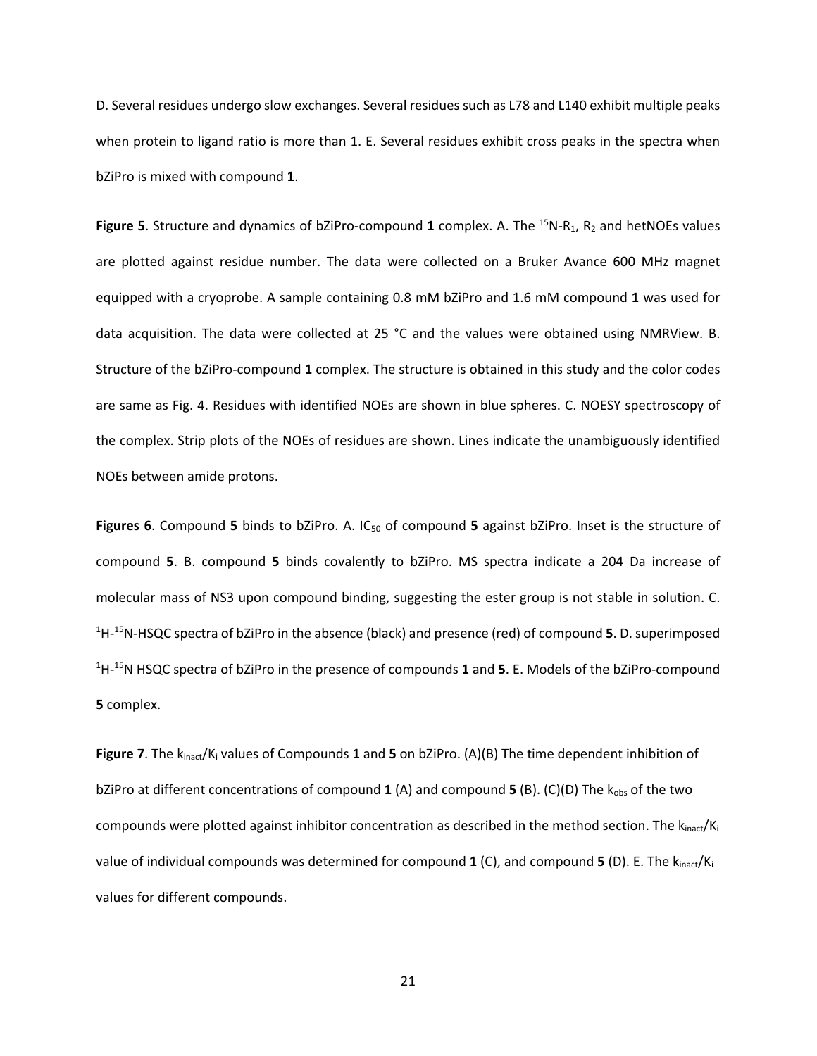D. Several residues undergo slow exchanges. Several residues such as L78 and L140 exhibit multiple peaks when protein to ligand ratio is more than 1. E. Several residues exhibit cross peaks in the spectra when bZiPro is mixed with compound **1**.

**Figure 5**. Structure and dynamics of bZiPro-compound **1** complex. A. The $^{15}$N-$R_1$, $R_2$ and hetNOEs values are plotted against residue number. The data were collected on a Bruker Avance 600 MHz magnet equipped with a cryoprobe. A sample containing 0.8 mM bZiPro and 1.6 mM compound **1** was used for data acquisition. The data were collected at 25 °C and the values were obtained using NMRView. B. Structure of the bZiPro-compound **1** complex. The structure is obtained in this study and the color codes are same as Fig. 4. Residues with identified NOEs are shown in blue spheres. C. NOESY spectroscopy of the complex. Strip plots of the NOEs of residues are shown. Lines indicate the unambiguously identified NOEs between amide protons.

**Figures 6**. Compound **5** binds to bZiPro. A. $IC_{50}$ of compound **5** against bZiPro. Inset is the structure of compound **5**. B. compound **5** binds covalently to bZiPro. MS spectra indicate a 204 Da increase of molecular mass of NS3 upon compound binding, suggesting the ester group is not stable in solution. C. $^{1}$H-$^{15}$N-HSQC spectra of bZiPro in the absence (black) and presence (red) of compound **5**. D. superimposed $^{1}$H-$^{15}$N HSQC spectra of bZiPro in the presence of compounds **1** and **5**. E. Models of the bZiPro-compound **5** complex.

**Figure 7**. The $k_{inact}/K_i$ values of Compounds **1** and **5** on bZiPro. (A)(B) The time dependent inhibition of bZiPro at different concentrations of compound **1** (A) and compound **5** (B). (C)(D) The $k_{obs}$ of the two compounds were plotted against inhibitor concentration as described in the method section. The $k_{inact}/K_i$ value of individual compounds was determined for compound **1** (C), and compound **5** (D). E. The $k_{inact}/K_i$ values for different compounds.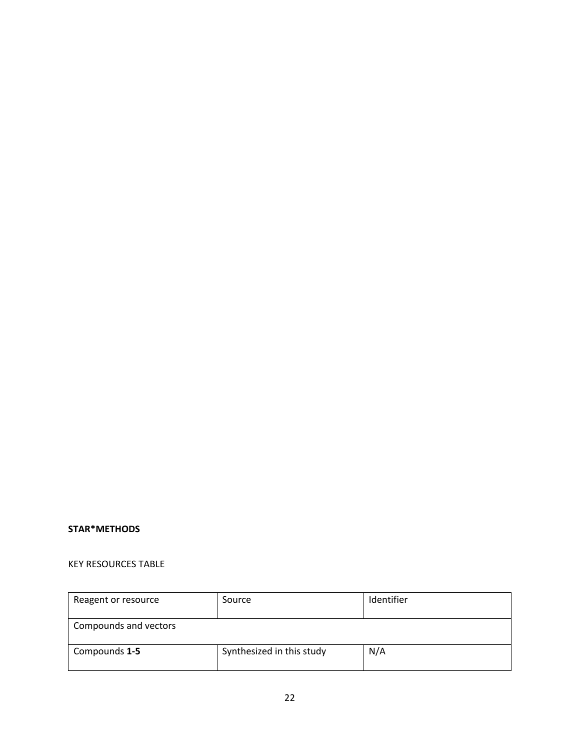**STAR*METHODS**

KEY RESOURCES TABLE

| Reagent or resource | Source | Identifier |
| --- | --- | --- |
| Compounds and vectors | | |
| Compounds **1-5** | Synthesized in this study | N/A |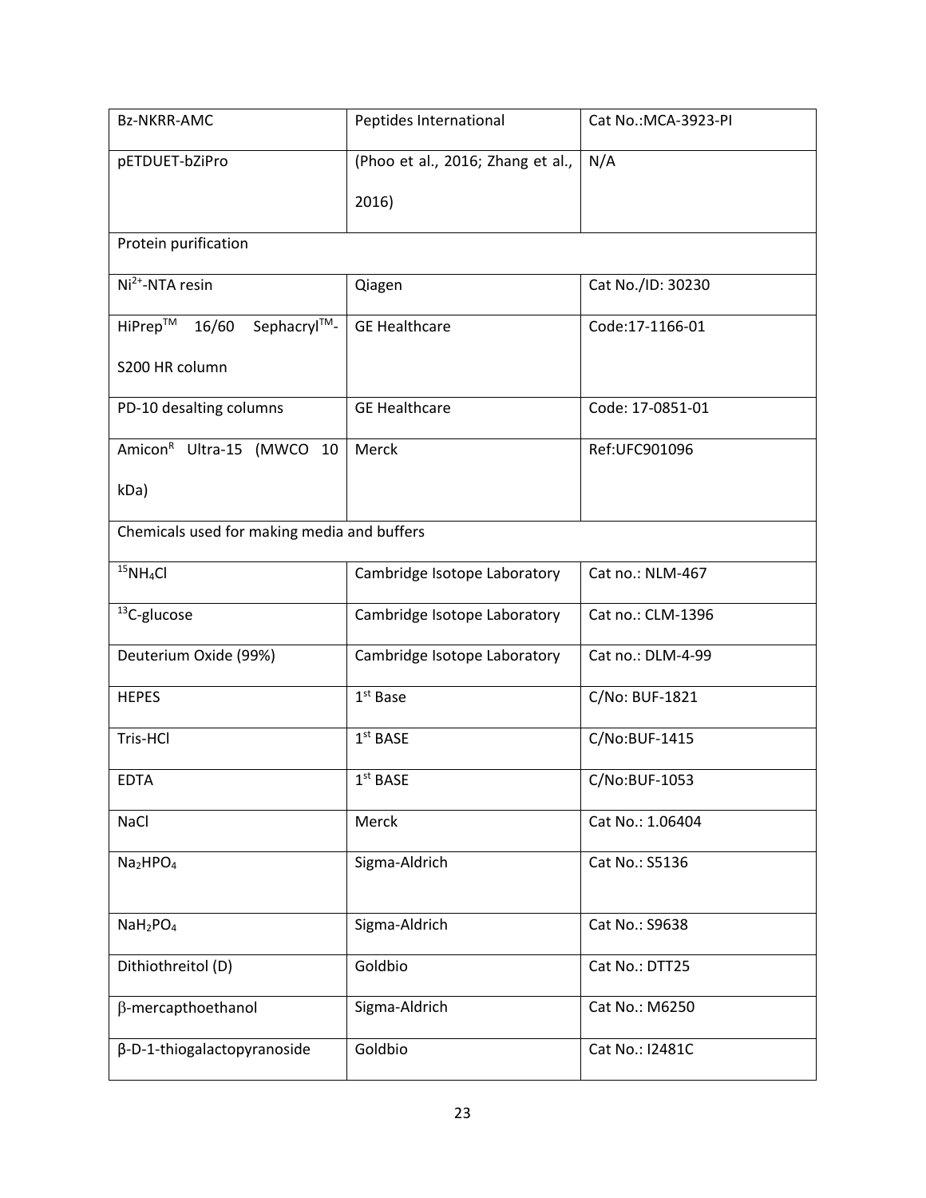| | | |
|---|---|---|
| Bz-NKRR-AMC | Peptides International | Cat No.:MCA-3923-PI |
| pETDUET-bZiPro | (Phoo et al., 2016; Zhang et al., 2016) | N/A |
| Protein purification | | |
| $Ni^{2+}$-NTA resin | Qiagen | Cat No./ID: 30230 |
| HiPrep™ 16/60 Sephacryl™-S200 HR column | GE Healthcare | Code:17-1166-01 |
| PD-10 desalting columns | GE Healthcare | Code: 17-0851-01 |
| Amicon® Ultra-15 (MWCO 10 kDa) | Merck | Ref:UFC901096 |
| Chemicals used for making media and buffers | | |
| $^{15}NH_4Cl$ | Cambridge Isotope Laboratory | Cat no.: NLM-467 |
| $^{13}C$-glucose | Cambridge Isotope Laboratory | Cat no.: CLM-1396 |
| Deuterium Oxide (99%) | Cambridge Isotope Laboratory | Cat no.: DLM-4-99 |
| HEPES | 1st Base | C/No: BUF-1821 |
| Tris-HCl | 1st BASE | C/No:BUF-1415 |
| EDTA | 1st BASE | C/No:BUF-1053 |
| NaCl | Merck | Cat No.: 1.06404 |
| $Na_2HPO_4$ | Sigma-Aldrich | Cat No.: S5136 |
| $NaH_2PO_4$ | Sigma-Aldrich | Cat No.: S9638 |
| Dithiothreitol (D) | Goldbio | Cat No.: DTT25 |
| β-mercapthoethanol | Sigma-Aldrich | Cat No.: M6250 |
| β-D-1-thiogalactopyranoside | Goldbio | Cat No.: I2481C |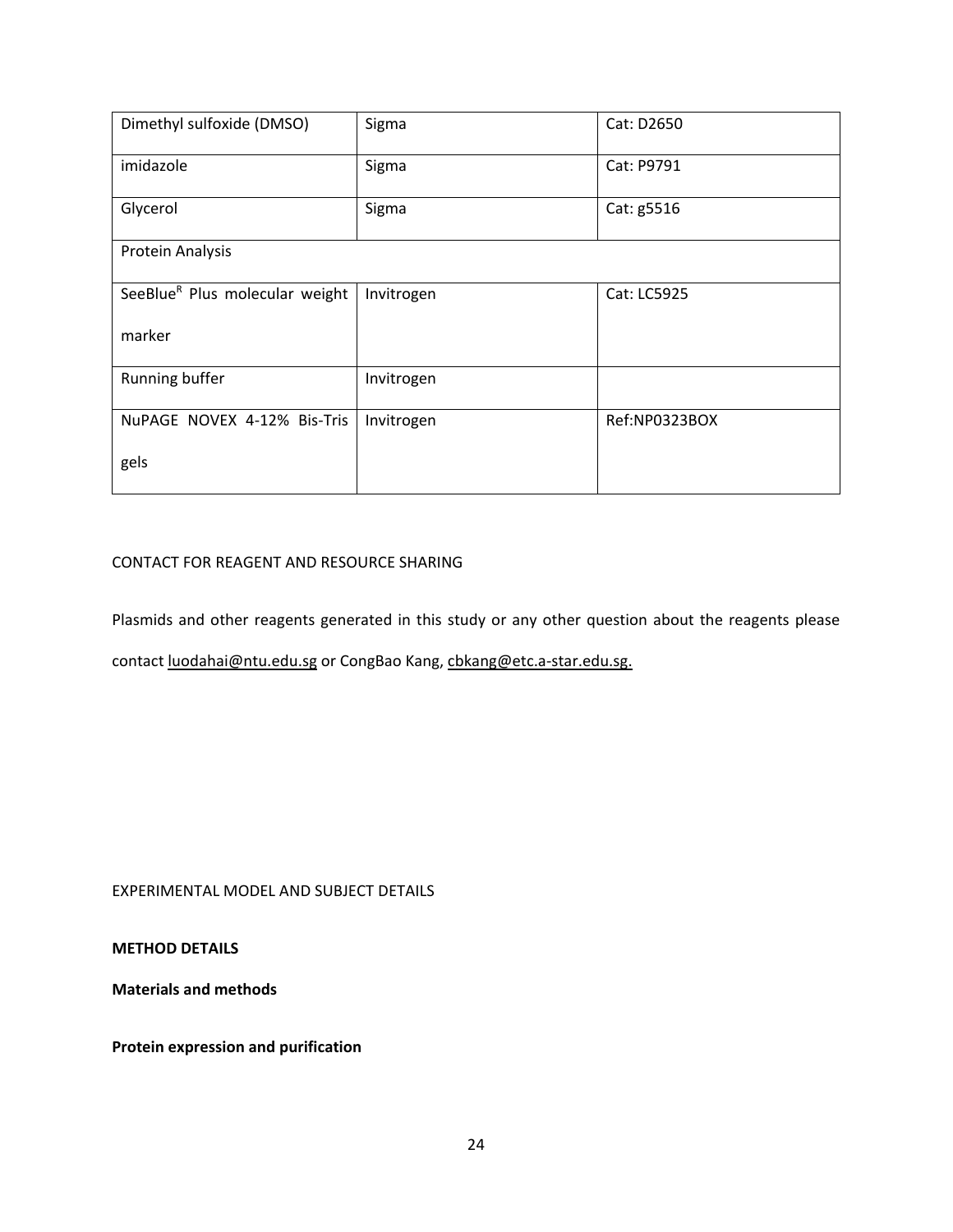| Dimethyl sulfoxide (DMSO) | Sigma | Cat: D2650 |
|---|---|---|
| imidazole | Sigma | Cat: P9791 |
| Glycerol | Sigma | Cat: g5516 |
| Protein Analysis | | |
| SeeBlue$^{R}$ Plus molecular weight marker | Invitrogen | Cat: LC5925 |
| Running buffer | Invitrogen | |
| NuPAGE NOVEX 4-12% Bis-Tris gels | Invitrogen | Ref:NP0323BOX |

CONTACT FOR REAGENT AND RESOURCE SHARING

Plasmids and other reagents generated in this study or any other question about the reagents please contact luodahai@ntu.edu.sg or CongBao Kang, cbkang@etc.a-star.edu.sg.

EXPERIMENTAL MODEL AND SUBJECT DETAILS

**METHOD DETAILS**

**Materials and methods**

**Protein expression and purification**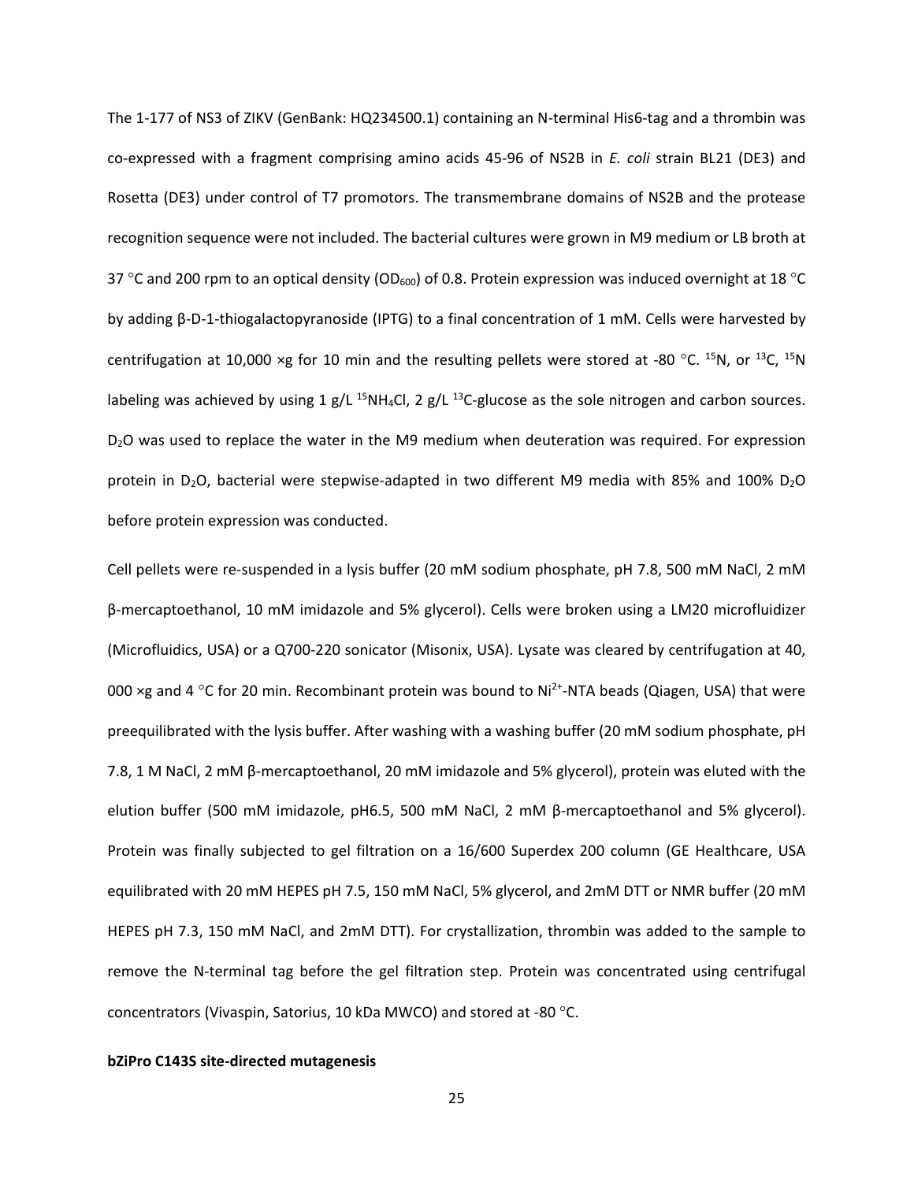The 1-177 of NS3 of ZIKV (GenBank: HQ234500.1) containing an N-terminal His6-tag and a thrombin was co-expressed with a fragment comprising amino acids 45-96 of NS2B in *E. coli* strain BL21 (DE3) and Rosetta (DE3) under control of T7 promotors. The transmembrane domains of NS2B and the protease recognition sequence were not included. The bacterial cultures were grown in M9 medium or LB broth at 37 °C and 200 rpm to an optical density ($OD_{600}$) of 0.8. Protein expression was induced overnight at 18 °C by adding β-D-1-thiogalactopyranoside (IPTG) to a final concentration of 1 mM. Cells were harvested by centrifugation at 10,000 ×g for 10 min and the resulting pellets were stored at -80 °C. $^{15}N$, or $^{13}C$, $^{15}N$ labeling was achieved by using 1 g/L $^{15}NH_4Cl$, 2 g/L $^{13}C$-glucose as the sole nitrogen and carbon sources. $D_2O$ was used to replace the water in the M9 medium when deuteration was required. For expression protein in $D_2O$, bacterial were stepwise-adapted in two different M9 media with 85% and 100% $D_2O$ before protein expression was conducted.

Cell pellets were re-suspended in a lysis buffer (20 mM sodium phosphate, pH 7.8, 500 mM NaCl, 2 mM β-mercaptoethanol, 10 mM imidazole and 5% glycerol). Cells were broken using a LM20 microfluidizer (Microfluidics, USA) or a Q700-220 sonicator (Misonix, USA). Lysate was cleared by centrifugation at 40, 000 ×g and 4 °C for 20 min. Recombinant protein was bound to $Ni^{2+}$-NTA beads (Qiagen, USA) that were preequilibrated with the lysis buffer. After washing with a washing buffer (20 mM sodium phosphate, pH 7.8, 1 M NaCl, 2 mM β-mercaptoethanol, 20 mM imidazole and 5% glycerol), protein was eluted with the elution buffer (500 mM imidazole, pH6.5, 500 mM NaCl, 2 mM β-mercaptoethanol and 5% glycerol). Protein was finally subjected to gel filtration on a 16/600 Superdex 200 column (GE Healthcare, USA equilibrated with 20 mM HEPES pH 7.5, 150 mM NaCl, 5% glycerol, and 2mM DTT or NMR buffer (20 mM HEPES pH 7.3, 150 mM NaCl, and 2mM DTT). For crystallization, thrombin was added to the sample to remove the N-terminal tag before the gel filtration step. Protein was concentrated using centrifugal concentrators (Vivaspin, Satorius, 10 kDa MWCO) and stored at -80 °C.

**bZiPro C143S site-directed mutagenesis**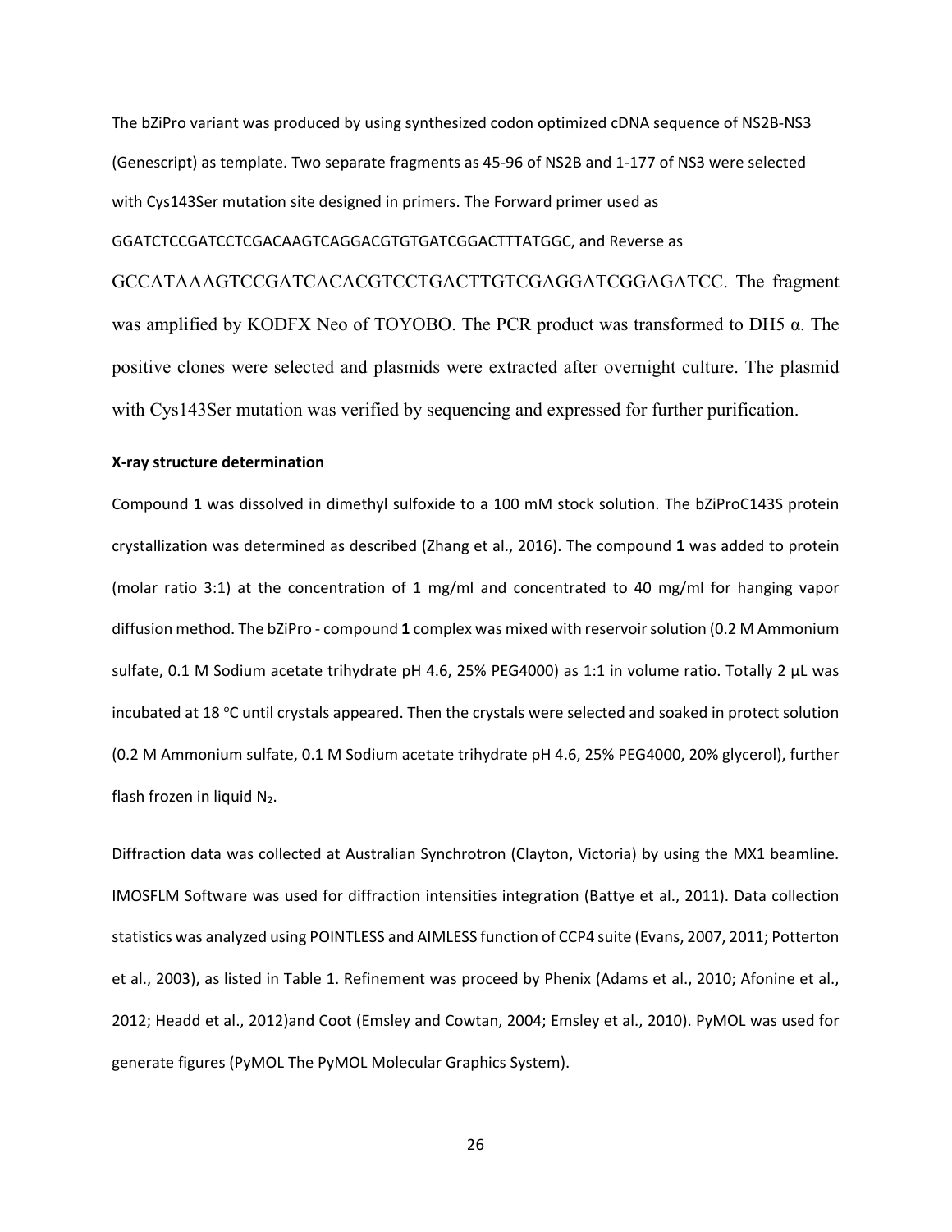The bZiPro variant was produced by using synthesized codon optimized cDNA sequence of NS2B-NS3 (Genescript) as template. Two separate fragments as 45-96 of NS2B and 1-177 of NS3 were selected with Cys143Ser mutation site designed in primers. The Forward primer used as GGATCTCCGATCCTCGACAAGTCAGGACGTGTGATCGGACTTTATGGC, and Reverse as GCCATAAAGTCCGATCACACGTCCTGACTTGTCGAGGATCGGAGATCC. The fragment was amplified by KODFX Neo of TOYOBO. The PCR product was transformed to DH5 α. The positive clones were selected and plasmids were extracted after overnight culture. The plasmid with Cys143Ser mutation was verified by sequencing and expressed for further purification.

**X-ray structure determination**

Compound **1** was dissolved in dimethyl sulfoxide to a 100 mM stock solution. The bZiProC143S protein crystallization was determined as described (Zhang et al., 2016). The compound **1** was added to protein (molar ratio 3:1) at the concentration of 1 mg/ml and concentrated to 40 mg/ml for hanging vapor diffusion method. The bZiPro - compound **1** complex was mixed with reservoir solution (0.2 M Ammonium sulfate, 0.1 M Sodium acetate trihydrate pH 4.6, 25% PEG4000) as 1:1 in volume ratio. Totally 2 µL was incubated at 18 °C until crystals appeared. Then the crystals were selected and soaked in protect solution (0.2 M Ammonium sulfate, 0.1 M Sodium acetate trihydrate pH 4.6, 25% PEG4000, 20% glycerol), further flash frozen in liquid $N_2$.

Diffraction data was collected at Australian Synchrotron (Clayton, Victoria) by using the MX1 beamline. IMOSFLM Software was used for diffraction intensities integration (Battye et al., 2011). Data collection statistics was analyzed using POINTLESS and AIMLESS function of CCP4 suite (Evans, 2007, 2011; Potterton et al., 2003), as listed in Table 1. Refinement was proceed by Phenix (Adams et al., 2010; Afonine et al., 2012; Headd et al., 2012)and Coot (Emsley and Cowtan, 2004; Emsley et al., 2010). PyMOL was used for generate figures (PyMOL The PyMOL Molecular Graphics System).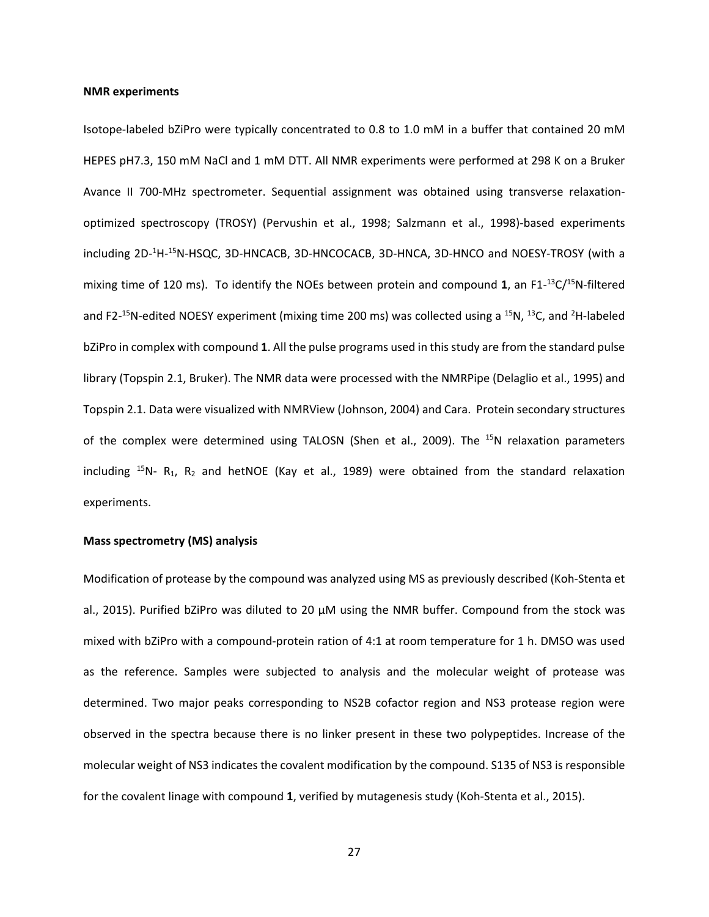**NMR experiments**

Isotope-labeled bZiPro were typically concentrated to 0.8 to 1.0 mM in a buffer that contained 20 mM HEPES pH7.3, 150 mM NaCl and 1 mM DTT. All NMR experiments were performed at 298 K on a Bruker Avance II 700-MHz spectrometer. Sequential assignment was obtained using transverse relaxation-optimized spectroscopy (TROSY) (Pervushin et al., 1998; Salzmann et al., 1998)-based experiments including 2D-$^{1}$H-$^{15}$N-HSQC, 3D-HNCACB, 3D-HNCOCACB, 3D-HNCA, 3D-HNCO and NOESY-TROSY (with a mixing time of 120 ms). To identify the NOEs between protein and compound **1**, an F1-$^{13}$C/$^{15}$N-filtered and F2-$^{15}$N-edited NOESY experiment (mixing time 200 ms) was collected using a $^{15}$N, $^{13}$C, and $^{2}$H-labeled bZiPro in complex with compound **1**. All the pulse programs used in this study are from the standard pulse library (Topspin 2.1, Bruker). The NMR data were processed with the NMRPipe (Delaglio et al., 1995) and Topspin 2.1. Data were visualized with NMRView (Johnson, 2004) and Cara. Protein secondary structures of the complex were determined using TALOSN (Shen et al., 2009). The $^{15}$N relaxation parameters including $^{15}$N- $R_1$, $R_2$ and hetNOE (Kay et al., 1989) were obtained from the standard relaxation experiments.

**Mass spectrometry (MS) analysis**

Modification of protease by the compound was analyzed using MS as previously described (Koh-Stenta et al., 2015). Purified bZiPro was diluted to 20 μM using the NMR buffer. Compound from the stock was mixed with bZiPro with a compound-protein ration of 4:1 at room temperature for 1 h. DMSO was used as the reference. Samples were subjected to analysis and the molecular weight of protease was determined. Two major peaks corresponding to NS2B cofactor region and NS3 protease region were observed in the spectra because there is no linker present in these two polypeptides. Increase of the molecular weight of NS3 indicates the covalent modification by the compound. S135 of NS3 is responsible for the covalent linage with compound **1**, verified by mutagenesis study (Koh-Stenta et al., 2015).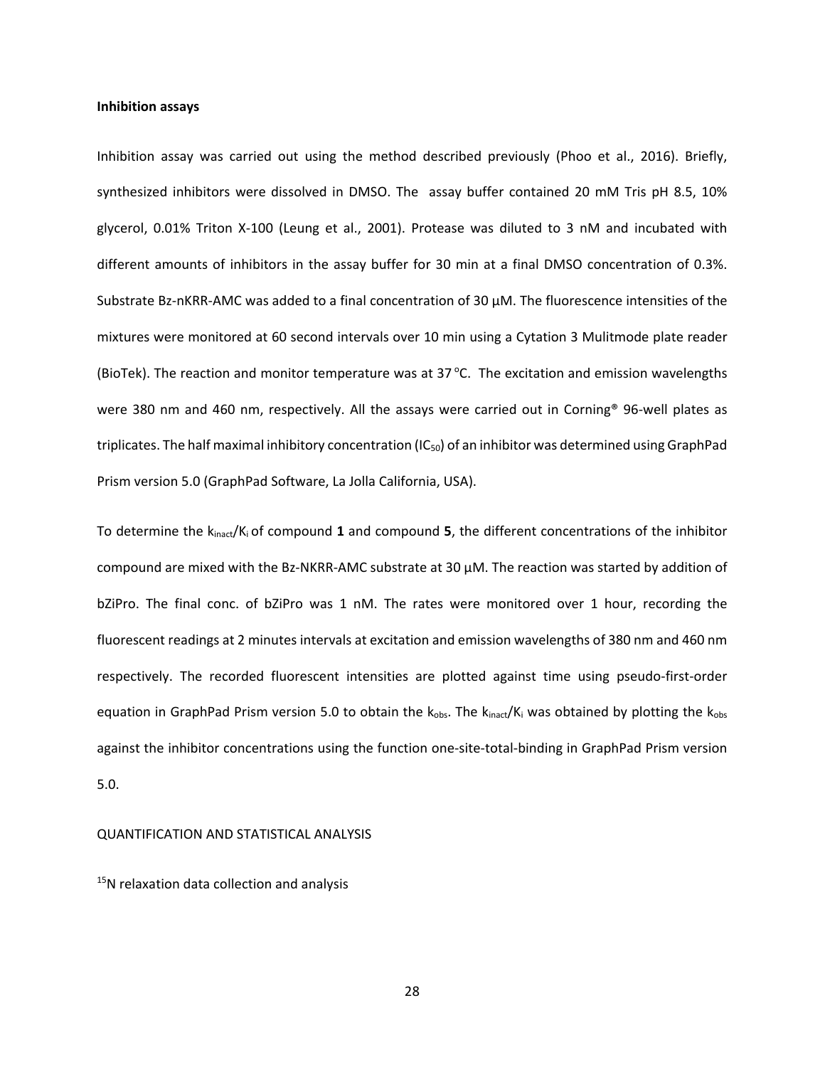**Inhibition assays**

Inhibition assay was carried out using the method described previously (Phoo et al., 2016). Briefly, synthesized inhibitors were dissolved in DMSO. The assay buffer contained 20 mM Tris pH 8.5, 10% glycerol, 0.01% Triton X-100 (Leung et al., 2001). Protease was diluted to 3 nM and incubated with different amounts of inhibitors in the assay buffer for 30 min at a final DMSO concentration of 0.3%. Substrate Bz-nKRR-AMC was added to a final concentration of 30 µM. The fluorescence intensities of the mixtures were monitored at 60 second intervals over 10 min using a Cytation 3 Mulitmode plate reader (BioTek). The reaction and monitor temperature was at 37 °C. The excitation and emission wavelengths were 380 nm and 460 nm, respectively. All the assays were carried out in Corning® 96-well plates as triplicates. The half maximal inhibitory concentration ($IC_{50}$) of an inhibitor was determined using GraphPad Prism version 5.0 (GraphPad Software, La Jolla California, USA).

To determine the $k_{inact}/K_i$ of compound **1** and compound **5**, the different concentrations of the inhibitor compound are mixed with the Bz-NKRR-AMC substrate at 30 µM. The reaction was started by addition of bZiPro. The final conc. of bZiPro was 1 nM. The rates were monitored over 1 hour, recording the fluorescent readings at 2 minutes intervals at excitation and emission wavelengths of 380 nm and 460 nm respectively. The recorded fluorescent intensities are plotted against time using pseudo-first-order equation in GraphPad Prism version 5.0 to obtain the $k_{obs}$. The $k_{inact}/K_i$ was obtained by plotting the $k_{obs}$ against the inhibitor concentrations using the function one-site-total-binding in GraphPad Prism version 5.0.

QUANTIFICATION AND STATISTICAL ANALYSIS

$^{15}N$ relaxation data collection and analysis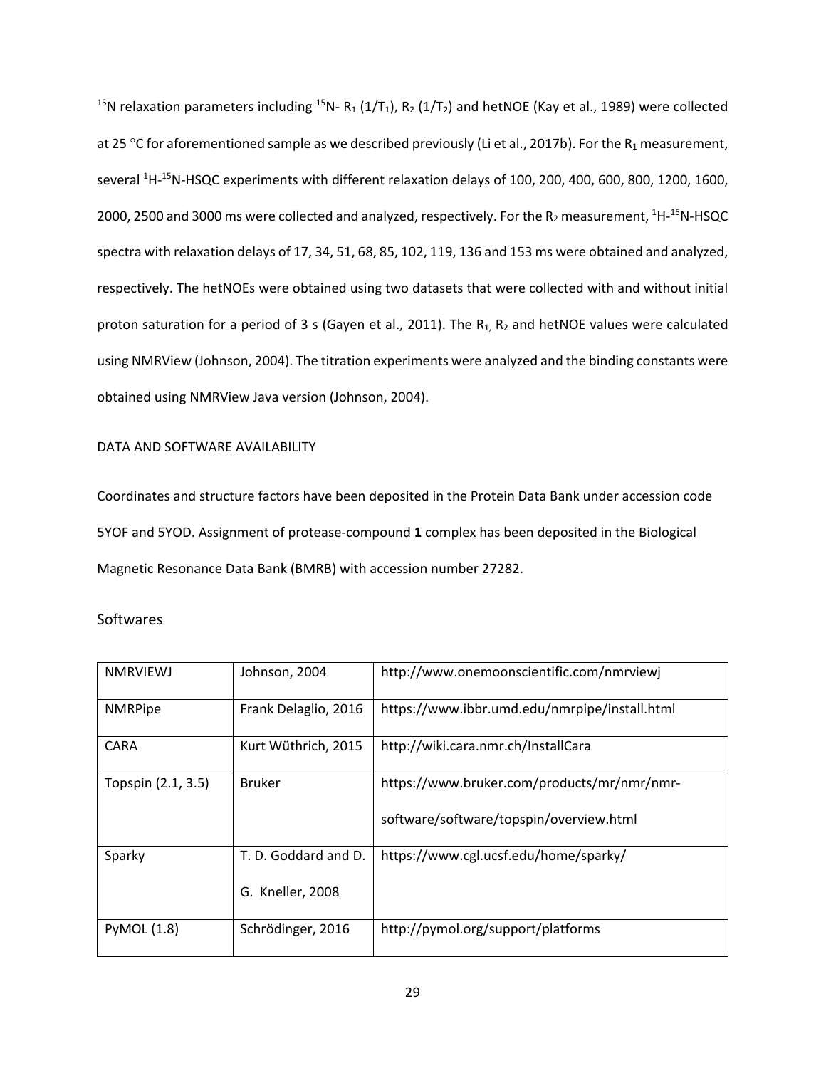$^{15}N$ relaxation parameters including $^{15}N$- $R_1$ ($1/T_1$), $R_2$ ($1/T_2$) and hetNOE (Kay et al., 1989) were collected at 25 °C for aforementioned sample as we described previously (Li et al., 2017b). For the $R_1$ measurement, several $^1H$-$^{15}N$-HSQC experiments with different relaxation delays of 100, 200, 400, 600, 800, 1200, 1600, 2000, 2500 and 3000 ms were collected and analyzed, respectively. For the $R_2$ measurement, $^1H$-$^{15}N$-HSQC spectra with relaxation delays of 17, 34, 51, 68, 85, 102, 119, 136 and 153 ms were obtained and analyzed, respectively. The hetNOEs were obtained using two datasets that were collected with and without initial proton saturation for a period of 3 s (Gayen et al., 2011). The $R_1$, $R_2$ and hetNOE values were calculated using NMRView (Johnson, 2004). The titration experiments were analyzed and the binding constants were obtained using NMRView Java version (Johnson, 2004).

DATA AND SOFTWARE AVAILABILITY

Coordinates and structure factors have been deposited in the Protein Data Bank under accession code 5YOF and 5YOD. Assignment of protease-compound **1** complex has been deposited in the Biological Magnetic Resonance Data Bank (BMRB) with accession number 27282.

## Softwares

| NMRVIEWJ | Johnson, 2004 | http://www.onemoonscientific.com/nmrviewj |
|---|---|---|
| NMRPipe | Frank Delaglio, 2016 | https://www.ibbr.umd.edu/nmrpipe/install.html |
| CARA | Kurt Wüthrich, 2015 | http://wiki.cara.nmr.ch/InstallCara |
| Topspin (2.1, 3.5) | Bruker | https://www.bruker.com/products/mr/nmr/nmr-software/software/topspin/overview.html |
| Sparky | T. D. Goddard and D. G. Kneller, 2008 | https://www.cgl.ucsf.edu/home/sparky/ |
| PyMOL (1.8) | Schrödinger, 2016 | http://pymol.org/support/platforms |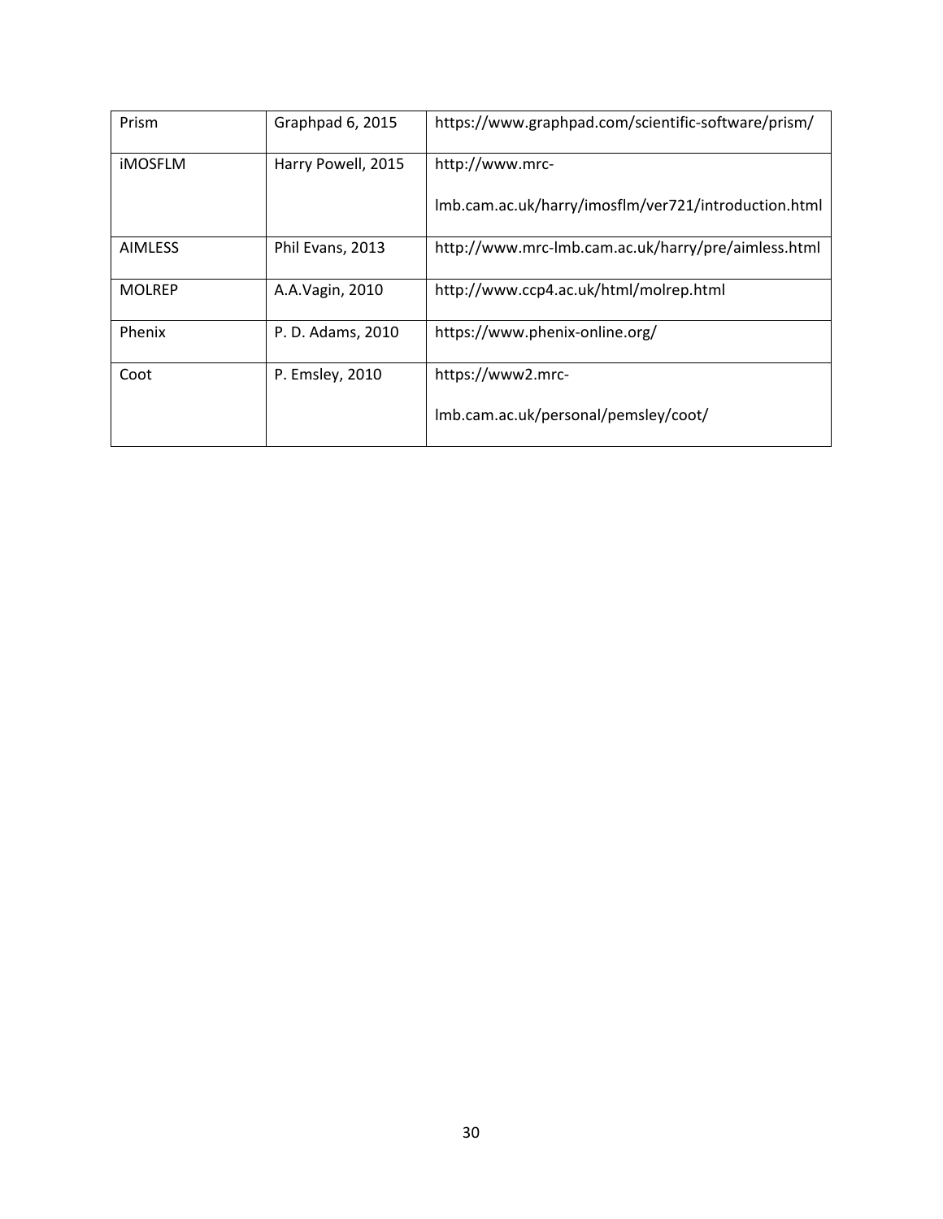| | | |
|---|---|---|
| Prism | Graphpad 6, 2015 | https://www.graphpad.com/scientific-software/prism/ |
| iMOSFLM | Harry Powell, 2015 | http://www.mrc-lmb.cam.ac.uk/harry/imosflm/ver721/introduction.html |
| AIMLESS | Phil Evans, 2013 | http://www.mrc-lmb.cam.ac.uk/harry/pre/aimless.html |
| MOLREP | A.A.Vagin, 2010 | http://www.ccp4.ac.uk/html/molrep.html |
| Phenix | P. D. Adams, 2010 | https://www.phenix-online.org/ |
| Coot | P. Emsley, 2010 | https://www2.mrc-lmb.cam.ac.uk/personal/pemsley/coot/ |